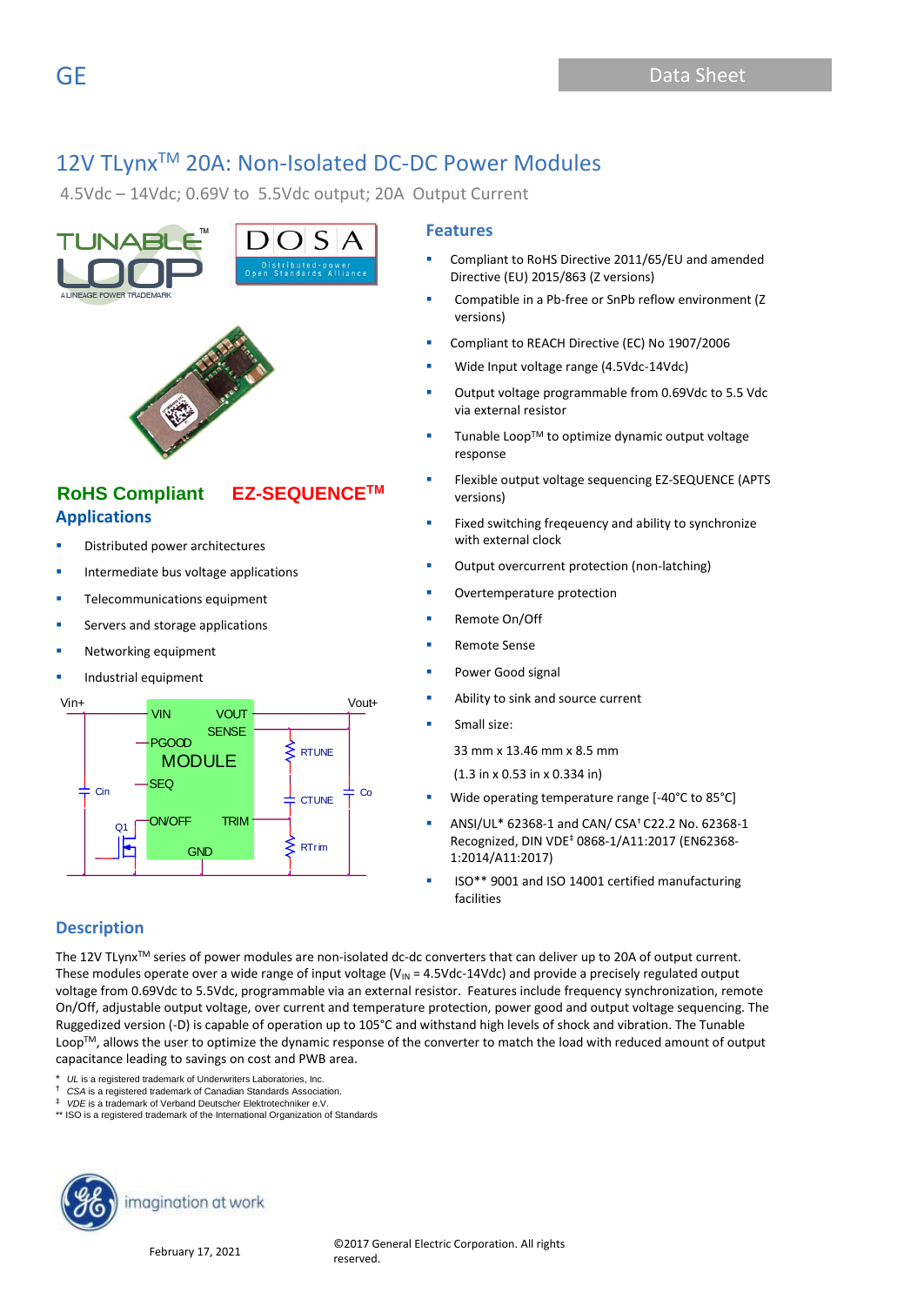# 12V TLynx™ 20A: Non-Isolated DC-DC Power Modules

4.5Vdc – 14Vdc; 0.69V to 5.5Vdc output; 20A Output Current

**RoHS Compliant** **EZ-SEQUENCE™**

## Applications

- Distributed power architectures
- Intermediate bus voltage applications
- Telecommunications equipment
- Servers and storage applications
- Networking equipment
- Industrial equipment

## Features

- Compliant to RoHS Directive 2011/65/EU and amended Directive (EU) 2015/863 (Z versions)
- Compatible in a Pb-free or SnPb reflow environment (Z versions)
- Compliant to REACH Directive (EC) No 1907/2006
- Wide Input voltage range (4.5Vdc-14Vdc)
- Output voltage programmable from 0.69Vdc to 5.5 Vdc via external resistor
- Tunable Loop™ to optimize dynamic output voltage response
- Flexible output voltage sequencing EZ-SEQUENCE (APTS versions)
- Fixed switching freqeuency and ability to synchronize with external clock
- Output overcurrent protection (non-latching)
- Overtemperature protection
- Remote On/Off
- Remote Sense
- Power Good signal
- Ability to sink and source current
- Small size:

  33 mm x 13.46 mm x 8.5 mm

  (1.3 in x 0.53 in x 0.334 in)
- Wide operating temperature range [-40°C to 85°C]
- ANSI/UL* 62368-1 and CAN/ CSA† C22.2 No. 62368-1 Recognized, DIN VDE‡ 0868-1/A11:2017 (EN62368-1:2014/A11:2017)
- ISO** 9001 and ISO 14001 certified manufacturing facilities

## Description

The 12V TLynx™ series of power modules are non-isolated dc-dc converters that can deliver up to 20A of output current. These modules operate over a wide range of input voltage ($V_{IN}$ = 4.5Vdc-14Vdc) and provide a precisely regulated output voltage from 0.69Vdc to 5.5Vdc, programmable via an external resistor. Features include frequency synchronization, remote On/Off, adjustable output voltage, over current and temperature protection, power good and output voltage sequencing. The Ruggedized version (-D) is capable of operation up to 105°C and withstand high levels of shock and vibration. The Tunable Loop™, allows the user to optimize the dynamic response of the converter to match the load with reduced amount of output capacitance leading to savings on cost and PWB area.

\* *UL* is a registered trademark of Underwriters Laboratories, Inc.
† *CSA* is a registered trademark of Canadian Standards Association.
‡ *VDE* is a trademark of Verband Deutscher Elektrotechniker e.V.
** ISO is a registered trademark of the International Organization of Standards

February 17, 2021

©2017 General Electric Corporation. All rights reserved.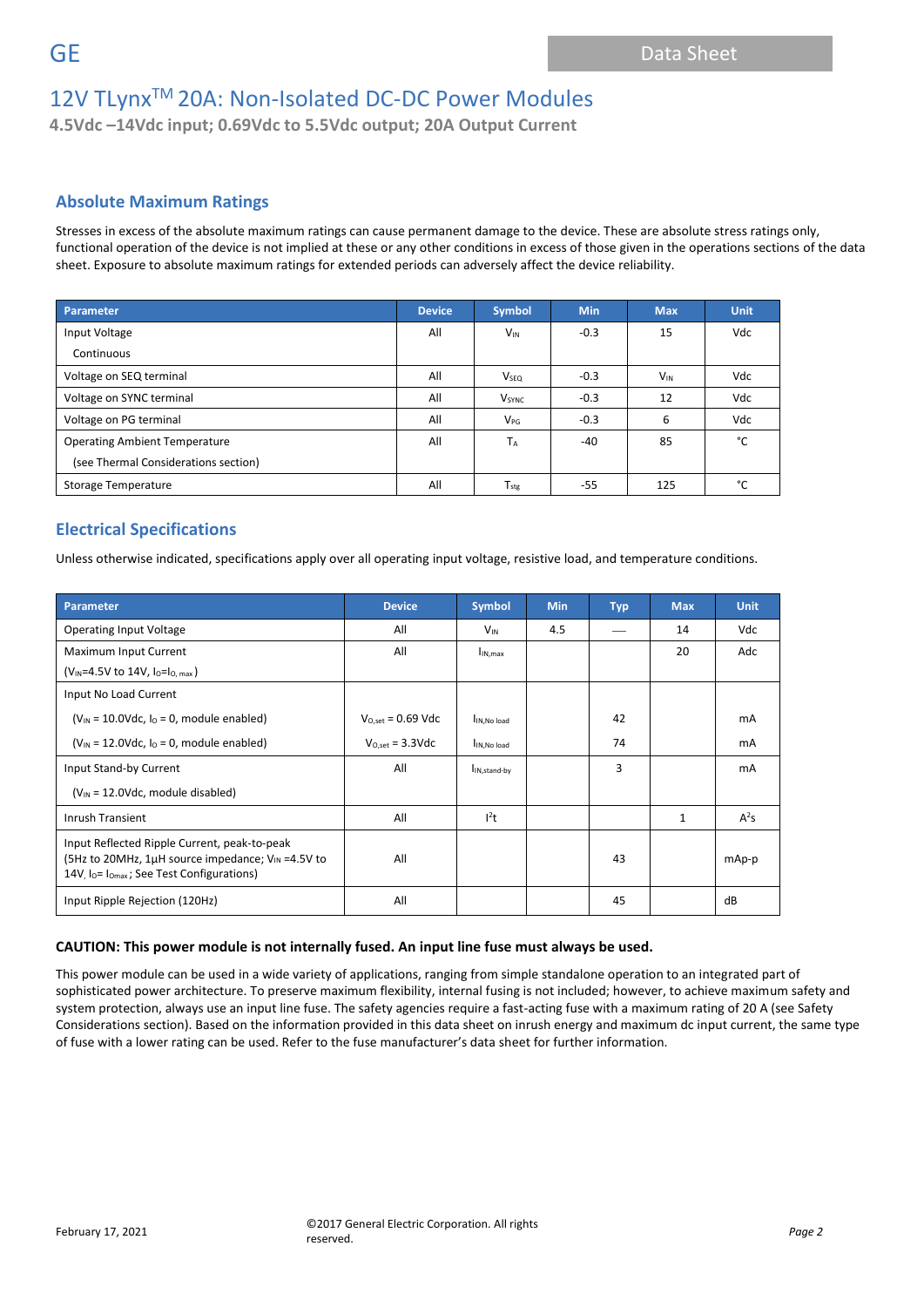# 12V TLynx[TM] 20A: Non-Isolated DC-DC Power Modules

**4.5Vdc –14Vdc input; 0.69Vdc to 5.5Vdc output; 20A Output Current**

## Absolute Maximum Ratings

Stresses in excess of the absolute maximum ratings can cause permanent damage to the device. These are absolute stress ratings only, functional operation of the device is not implied at these or any other conditions in excess of those given in the operations sections of the data sheet. Exposure to absolute maximum ratings for extended periods can adversely affect the device reliability.

| Parameter | Device | Symbol | Min | Max | Unit |
|---|---|---|---|---|---|
| Input Voltage<br>Continuous | All | $V_{IN}$ | -0.3 | 15 | Vdc |
| Voltage on SEQ terminal | All | $V_{SEQ}$ | -0.3 | $V_{IN}$ | Vdc |
| Voltage on SYNC terminal | All | $V_{SYNC}$ | -0.3 | 12 | Vdc |
| Voltage on PG terminal | All | $V_{PG}$ | -0.3 | 6 | Vdc |
| Operating Ambient Temperature<br>(see Thermal Considerations section) | All | $T_A$ | -40 | 85 | °C |
| Storage Temperature | All | $T_{stg}$ | -55 | 125 | °C |

## Electrical Specifications

Unless otherwise indicated, specifications apply over all operating input voltage, resistive load, and temperature conditions.

| Parameter | Device | Symbol | Min | Typ | Max | Unit |
|---|---|---|---|---|---|---|
| Operating Input Voltage | All | $V_{IN}$ | 4.5 | — | 14 | Vdc |
| Maximum Input Current<br>($V_{IN}$=4.5V to 14V, $I_O$=$I_{O,\,max}$) | All | $I_{IN,max}$ | | | 20 | Adc |
| Input No Load Current | | | | | | |
| ($V_{IN}$ = 10.0Vdc, $I_O$ = 0, module enabled) | $V_{O,set}$ = 0.69 Vdc | $I_{IN,No\ load}$ | | 42 | | mA |
| ($V_{IN}$ = 12.0Vdc, $I_O$ = 0, module enabled) | $V_{O,set}$ = 3.3Vdc | $I_{IN,No\ load}$ | | 74 | | mA |
| Input Stand-by Current<br>($V_{IN}$ = 12.0Vdc, module disabled) | All | $I_{IN,stand\text{-}by}$ | | 3 | | mA |
| Inrush Transient | All | $I^2t$ | | | 1 | $A^2s$ |
| Input Reflected Ripple Current, peak-to-peak (5Hz to 20MHz, 1μH source impedance; $V_{IN}$ =4.5V to 14V, $I_O$= $I_{Omax}$ ; See Test Configurations) | All | | | 43 | | mAp-p |
| Input Ripple Rejection (120Hz) | All | | | 45 | | dB |

**CAUTION: This power module is not internally fused. An input line fuse must always be used.**

This power module can be used in a wide variety of applications, ranging from simple standalone operation to an integrated part of sophisticated power architecture. To preserve maximum flexibility, internal fusing is not included; however, to achieve maximum safety and system protection, always use an input line fuse. The safety agencies require a fast-acting fuse with a maximum rating of 20 A (see Safety Considerations section). Based on the information provided in this data sheet on inrush energy and maximum dc input current, the same type of fuse with a lower rating can be used. Refer to the fuse manufacturer's data sheet for further information.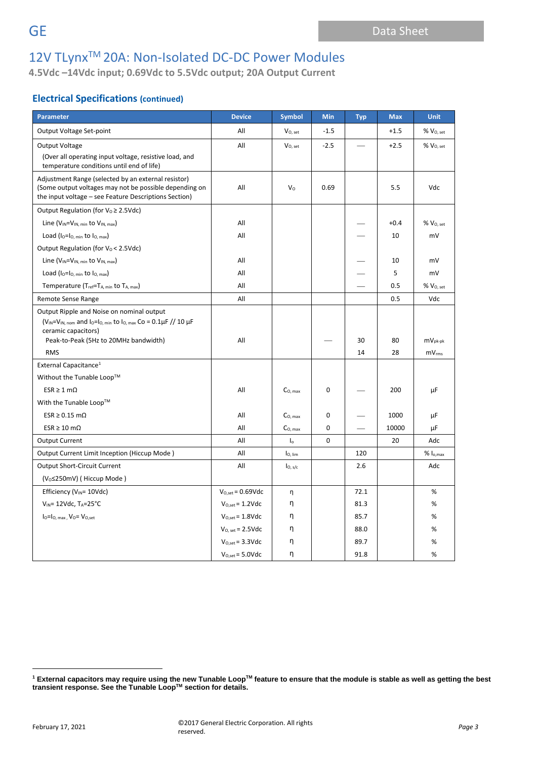# 12V TLynx[TM] 20A: Non-Isolated DC-DC Power Modules

**4.5Vdc –14Vdc input; 0.69Vdc to 5.5Vdc output; 20A Output Current**

## Electrical Specifications (continued)

| Parameter | Device | Symbol | Min | Typ | Max | Unit |
|---|---|---|---|---|---|---|
| Output Voltage Set-point | All | $V_{O,\ set}$ | -1.5 | | +1.5 | % $V_{O,\ set}$ |
| Output Voltage (Over all operating input voltage, resistive load, and temperature conditions until end of life) | All | $V_{O,\ set}$ | -2.5 | — | +2.5 | % $V_{O,\ set}$ |
| Adjustment Range (selected by an external resistor) (Some output voltages may not be possible depending on the input voltage – see Feature Descriptions Section) | All | $V_O$ | 0.69 | | 5.5 | Vdc |
| Output Regulation (for $V_O \geq 2.5$Vdc) | | | | | | |
| Line ($V_{IN}=V_{IN,\ min}$ to $V_{IN,\ max}$) | All | | | — | +0.4 | % $V_{O,\ set}$ |
| Load ($I_O=I_{O,\ min}$ to $I_{O,\ max}$) | All | | | — | 10 | mV |
| Output Regulation (for $V_O < 2.5$Vdc) | | | | | | |
| Line ($V_{IN}=V_{IN,\ min}$ to $V_{IN,\ max}$) | All | | | — | 10 | mV |
| Load ($I_O=I_{O,\ min}$ to $I_{O,\ max}$) | All | | | — | 5 | mV |
| Temperature ($T_{ref}=T_{A,\ min}$ to $T_{A,\ max}$) | All | | | — | 0.5 | % $V_{O,\ set}$ |
| Remote Sense Range | All | | | | 0.5 | Vdc |
| Output Ripple and Noise on nominal output ($V_{IN}=V_{IN,\ nom}$ and $I_O=I_{O,\ min}$ to $I_{O,\ max}$ Co = 0.1µF // 10 µF ceramic capacitors) | | | | | | |
| Peak-to-Peak (5Hz to 20MHz bandwidth) | All | | — | 30 | 80 | $mV_{pk-pk}$ |
| RMS | | | | 14 | 28 | $mV_{rms}$ |
| External Capacitance[1] | | | | | | |
| Without the Tunable Loop[TM] | | | | | | |
| ESR ≥ 1 mΩ | All | $C_{O,\ max}$ | 0 | — | 200 | μF |
| With the Tunable Loop[TM] | | | | | | |
| ESR ≥ 0.15 mΩ | All | $C_{O,\ max}$ | 0 | — | 1000 | μF |
| ESR ≥ 10 mΩ | All | $C_{O,\ max}$ | 0 | — | 10000 | μF |
| Output Current | All | $I_o$ | 0 | | 20 | Adc |
| Output Current Limit Inception (Hiccup Mode ) | All | $I_{O,\ lim}$ | | 120 | | % $I_{o,max}$ |
| Output Short-Circuit Current ($V_O$≤250mV) ( Hiccup Mode ) | All | $I_{O,\ s/c}$ | | 2.6 | | Adc |
| Efficiency ($V_{IN}$= 10Vdc) | $V_{O,set}$ = 0.69Vdc | η | | 72.1 | | % |
| $V_{IN}$= 12Vdc, $T_A$=25°C | $V_{O,set}$ = 1.2Vdc | η | | 81.3 | | % |
| $I_O=I_{O,\ max}$, $V_O$= $V_{O,set}$ | $V_{O,set}$ = 1.8Vdc | η | | 85.7 | | % |
| | $V_{O,\ set}$ = 2.5Vdc | η | | 88.0 | | % |
| | $V_{O,set}$ = 3.3Vdc | η | | 89.7 | | % |
| | $V_{O,set}$ = 5.0Vdc | η | | 91.8 | | % |

[1] **External capacitors may require using the new Tunable Loop[TM] feature to ensure that the module is stable as well as getting the best transient response. See the Tunable Loop[TM] section for details.**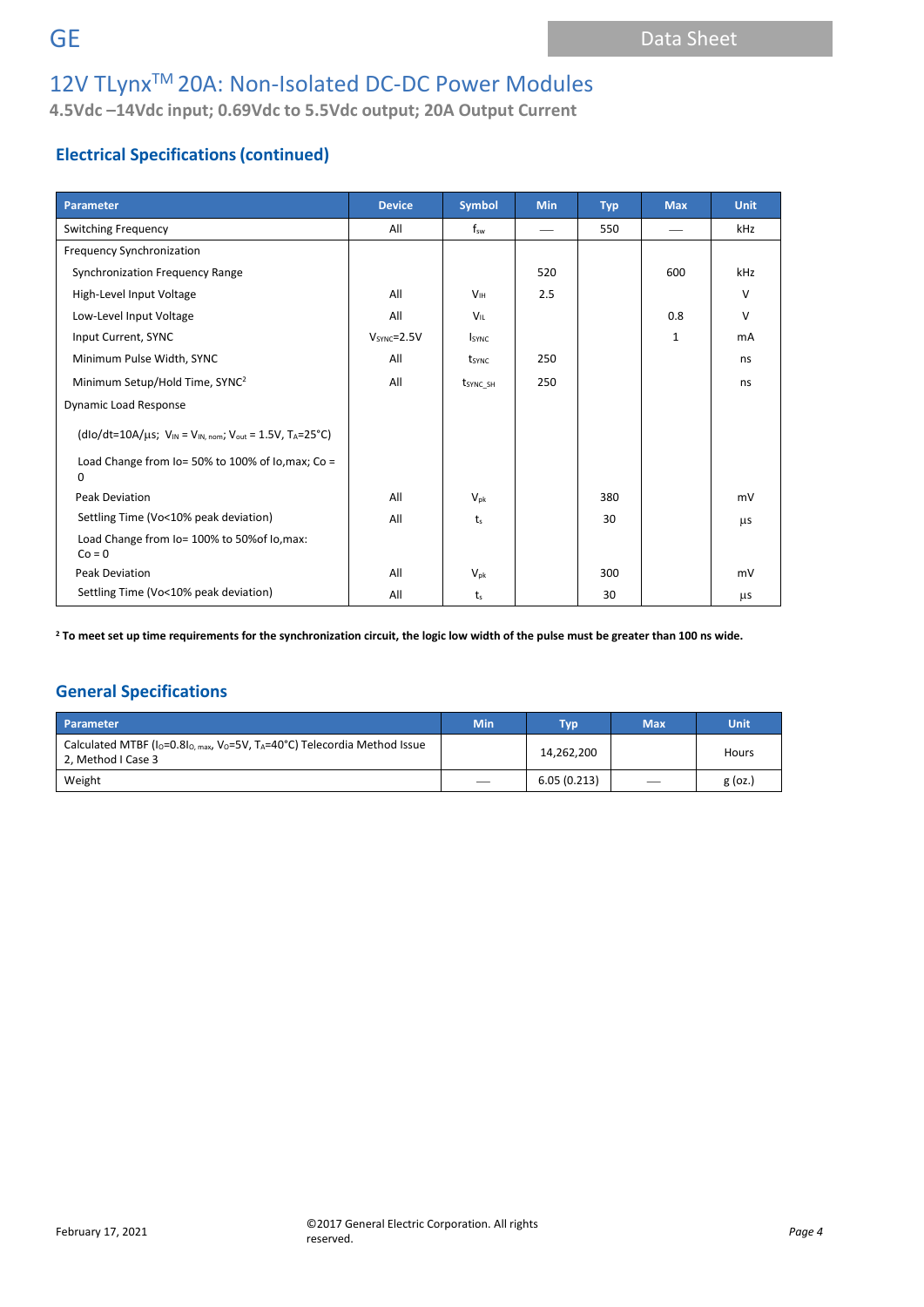## Electrical Specifications (continued)

| Parameter | Device | Symbol | Min | Typ | Max | Unit |
|---|---|---|---|---|---|---|
| Switching Frequency | All | $f_{sw}$ | — | 550 | — | kHz |
| Frequency Synchronization | | | | | | |
| Synchronization Frequency Range | | | 520 | | 600 | kHz |
| High-Level Input Voltage | All | $V_{IH}$ | 2.5 | | | V |
| Low-Level Input Voltage | All | $V_{IL}$ | | | 0.8 | V |
| Input Current, SYNC | $V_{SYNC}$=2.5V | $I_{SYNC}$ | | | 1 | mA |
| Minimum Pulse Width, SYNC | All | $t_{SYNC}$ | 250 | | | ns |
| Minimum Setup/Hold Time, SYNC[2] | All | $t_{SYNC\_SH}$ | 250 | | | ns |
| Dynamic Load Response | | | | | | |
| (dIo/dt=10A/μs; $V_{IN} = V_{IN,\,nom}$; $V_{out}$ = 1.5V, $T_A$=25°C) | | | | | | |
| Load Change from Io= 50% to 100% of Io,max; Co = 0 | | | | | | |
| Peak Deviation | All | $V_{pk}$ | | 380 | | mV |
| Settling Time (Vo<10% peak deviation) | All | $t_s$ | | 30 | | μs |
| Load Change from Io= 100% to 50%of Io,max: Co = 0 | | | | | | |
| Peak Deviation | All | $V_{pk}$ | | 300 | | mV |
| Settling Time (Vo<10% peak deviation) | All | $t_s$ | | 30 | | μs |

**[2] To meet set up time requirements for the synchronization circuit, the logic low width of the pulse must be greater than 100 ns wide.**

## General Specifications

| Parameter | Min | Typ | Max | Unit |
|---|---|---|---|---|
| Calculated MTBF ($I_O$=0.8$I_{O,\,max}$, $V_O$=5V, $T_A$=40°C) Telecordia Method Issue 2, Method I Case 3 | | 14,262,200 | | Hours |
| Weight | — | 6.05 (0.213) | — | g (oz.) |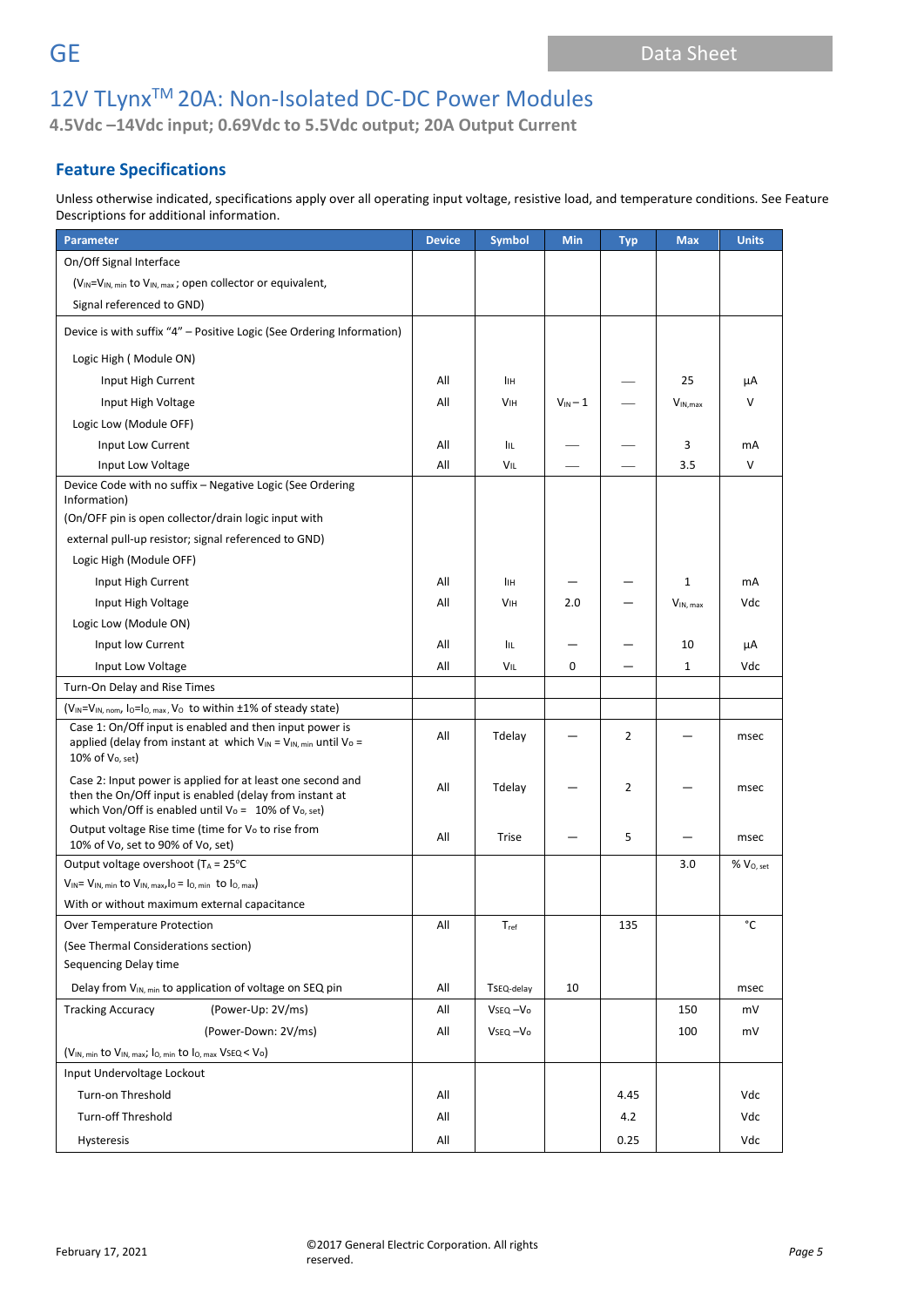# 12V TLynx[TM] 20A: Non-Isolated DC-DC Power Modules

**4.5Vdc –14Vdc input; 0.69Vdc to 5.5Vdc output; 20A Output Current**

## Feature Specifications

Unless otherwise indicated, specifications apply over all operating input voltage, resistive load, and temperature conditions. See Feature Descriptions for additional information.

| Parameter | Device | Symbol | Min | Typ | Max | Units |
|---|---|---|---|---|---|---|
| On/Off Signal Interface | | | | | | |
| ($V_{IN}$=$V_{IN,\,min}$ to $V_{IN,\,max}$ ; open collector or equivalent, | | | | | | |
| Signal referenced to GND) | | | | | | |
| Device is with suffix "4" – Positive Logic (See Ordering Information) | | | | | | |
| Logic High ( Module ON) | | | | | | |
| Input High Current | All | $I_{IH}$ | | — | 25 | µA |
| Input High Voltage | All | $V_{IH}$ | $V_{IN} - 1$ | — | $V_{IN,max}$ | V |
| Logic Low (Module OFF) | | | | | | |
| Input Low Current | All | $I_{IL}$ | — | — | 3 | mA |
| Input Low Voltage | All | $V_{IL}$ | — | — | 3.5 | V |
| Device Code with no suffix – Negative Logic (See Ordering Information) | | | | | | |
| (On/OFF pin is open collector/drain logic input with | | | | | | |
| external pull-up resistor; signal referenced to GND) | | | | | | |
| Logic High (Module OFF) | | | | | | |
| Input High Current | All | $I_{IH}$ | — | — | 1 | mA |
| Input High Voltage | All | $V_{IH}$ | 2.0 | — | $V_{IN,\,max}$ | Vdc |
| Logic Low (Module ON) | | | | | | |
| Input low Current | All | $I_{IL}$ | — | — | 10 | µA |
| Input Low Voltage | All | $V_{IL}$ | 0 | — | 1 | Vdc |
| Turn-On Delay and Rise Times | | | | | | |
| ($V_{IN}$=$V_{IN,\,nom}$, $I_O$=$I_{O,\,max}$ , $V_O$ to within ±1% of steady state) | | | | | | |
| Case 1: On/Off input is enabled and then input power is applied (delay from instant at which $V_{IN}$ = $V_{IN,\,min}$ until $V_O$ = 10% of $V_{O,\,set}$) | All | Tdelay | — | 2 | — | msec |
| Case 2: Input power is applied for at least one second and then the On/Off input is enabled (delay from instant at which Von/Off is enabled until $V_O$ = 10% of $V_{O,\,set}$) | All | Tdelay | — | 2 | — | msec |
| Output voltage Rise time (time for $V_O$ to rise from 10% of Vo, set to 90% of Vo, set) | All | Trise | — | 5 | — | msec |
| Output voltage overshoot ($T_A$ = 25°C | | | | | 3.0 | % $V_{O,\,set}$ |
| $V_{IN}$= $V_{IN,\,min}$ to $V_{IN,\,max}$,$I_O$ = $I_{O,\,min}$ to $I_{O,\,max}$) | | | | | | |
| With or without maximum external capacitance | | | | | | |
| Over Temperature Protection | All | $T_{ref}$ | | 135 | | °C |
| (See Thermal Considerations section) | | | | | | |
| Sequencing Delay time | | | | | | |
| Delay from $V_{IN,\,min}$ to application of voltage on SEQ pin | All | $T_{SEQ\text{-}delay}$ | 10 | | | msec |
| Tracking Accuracy (Power-Up: 2V/ms) | All | $V_{SEQ} - V_O$ | | | 150 | mV |
| (Power-Down: 2V/ms) | All | $V_{SEQ} - V_O$ | | | 100 | mV |
| ($V_{IN,\,min}$ to $V_{IN,\,max}$; $I_{O,\,min}$ to $I_{O,\,max}$ $V_{SEQ} < V_O$) | | | | | | |
| Input Undervoltage Lockout | | | | | | |
| Turn-on Threshold | All | | | 4.45 | | Vdc |
| Turn-off Threshold | All | | | 4.2 | | Vdc |
| Hysteresis | All | | | 0.25 | | Vdc |

February 17, 2021 ©2017 General Electric Corporation. All rights reserved.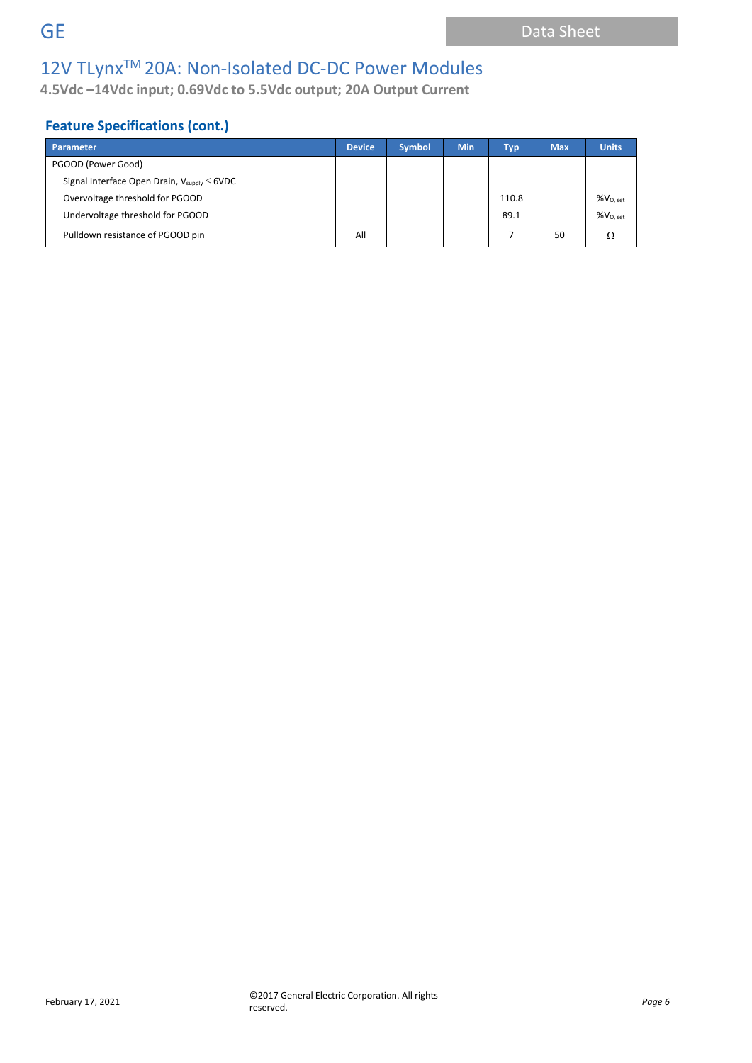## Feature Specifications (cont.)

| Parameter | Device | Symbol | Min | Typ | Max | Units |
|---|---|---|---|---|---|---|
| PGOOD (Power Good) | | | | | | |
| Signal Interface Open Drain, $V_{supply} \leq$ 6VDC | | | | | | |
| Overvoltage threshold for PGOOD | | | | 110.8 | | $\%V_{O,\ set}$ |
| Undervoltage threshold for PGOOD | | | | 89.1 | | $\%V_{O,\ set}$ |
| Pulldown resistance of PGOOD pin | All | | | 7 | 50 | Ω |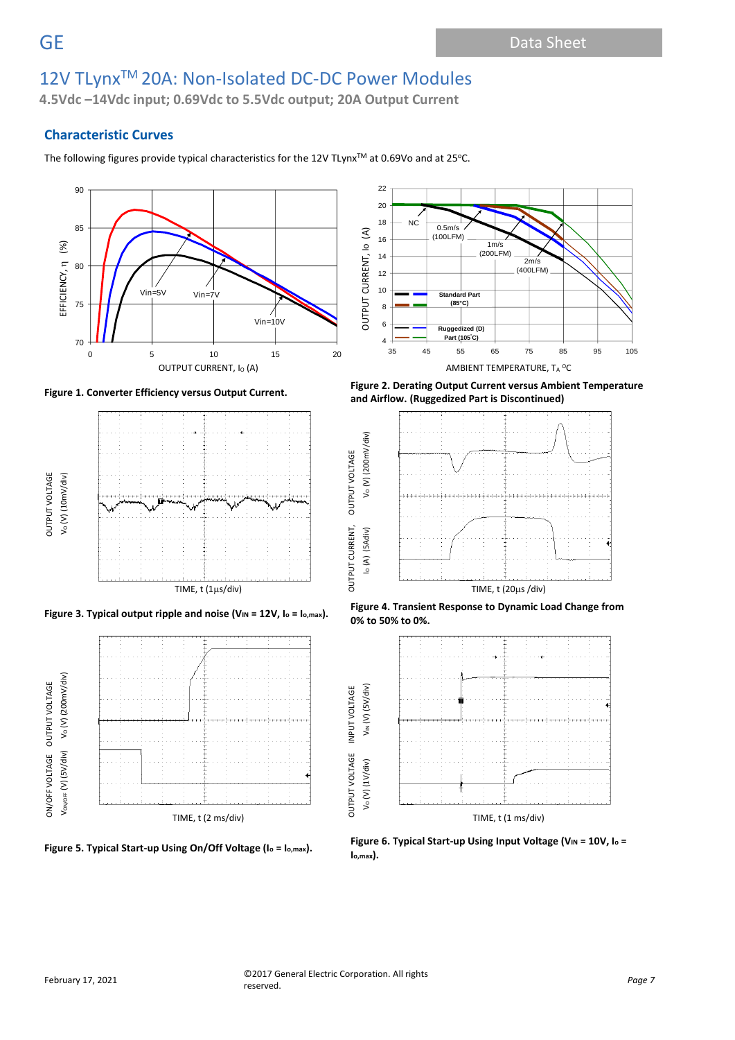## Characteristic Curves

The following figures provide typical characteristics for the 12V TLynx™ at 0.69Vo and at 25°C.

**Figure 1. Converter Efficiency versus Output Current.**

**Figure 2. Derating Output Current versus Ambient Temperature and Airflow. (Ruggedized Part is Discontinued)**

**Figure 3. Typical output ripple and noise ($V_{IN}$ = 12V, $I_o$ = $I_{o,max}$).**

**Figure 4. Transient Response to Dynamic Load Change from 0% to 50% to 0%.**

**Figure 5. Typical Start-up Using On/Off Voltage ($I_o$ = $I_{o,max}$).**

**Figure 6. Typical Start-up Using Input Voltage ($V_{IN}$ = 10V, $I_o$ = $I_{o,max}$).**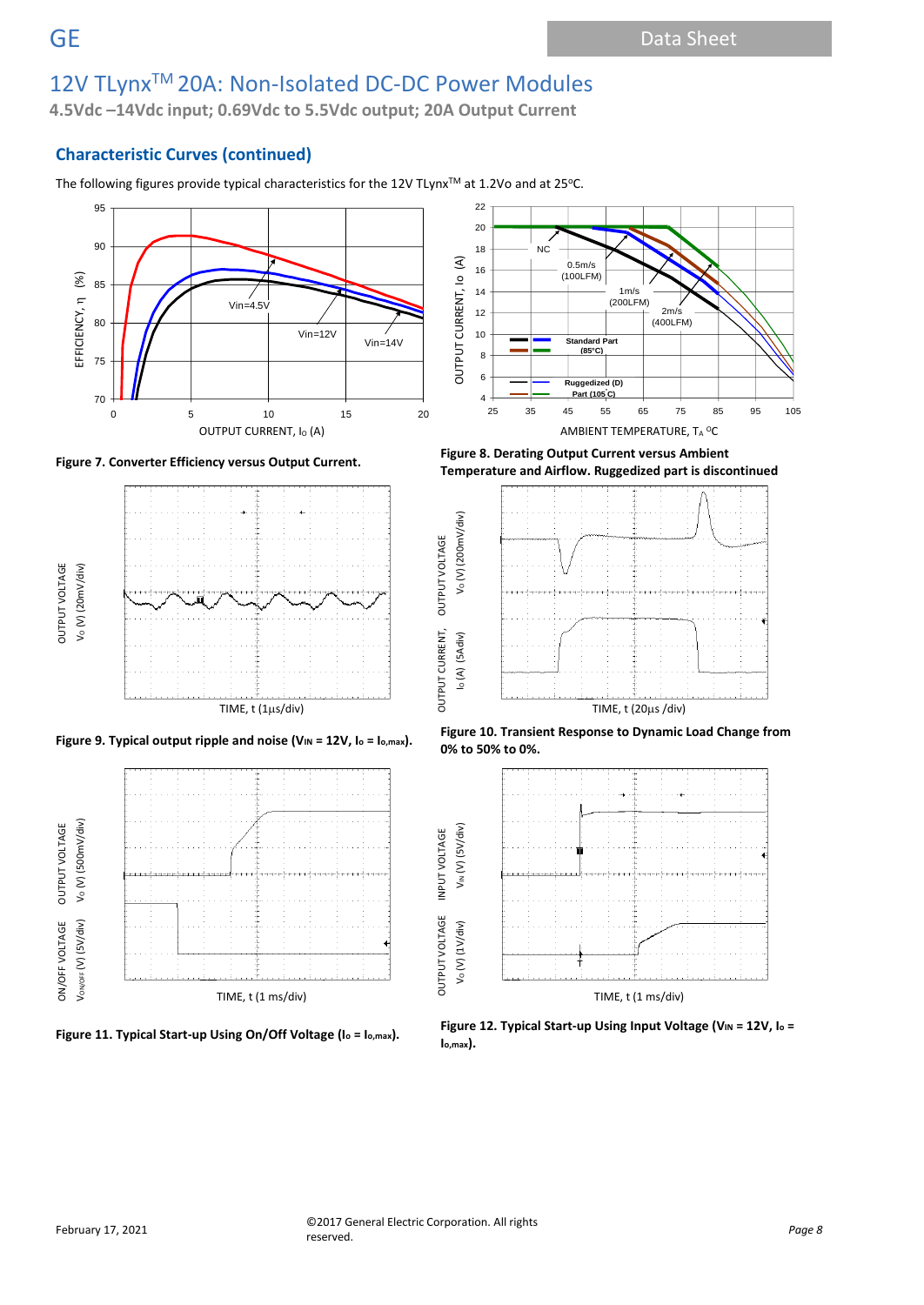## Characteristic Curves (continued)

The following figures provide typical characteristics for the 12V TLynx[TM] at 1.2Vo and at 25ºC.

**Figure 7. Converter Efficiency versus Output Current.**

**Figure 8. Derating Output Current versus Ambient Temperature and Airflow. Ruggedized part is discontinued**

**Figure 9. Typical output ripple and noise ($V_{IN}$ = 12V, $I_o = I_{o,max}$).**

**Figure 10. Transient Response to Dynamic Load Change from 0% to 50% to 0%.**

**Figure 11. Typical Start-up Using On/Off Voltage ($I_o = I_{o,max}$).**

**Figure 12. Typical Start-up Using Input Voltage ($V_{IN}$ = 12V, $I_o = I_{o,max}$).**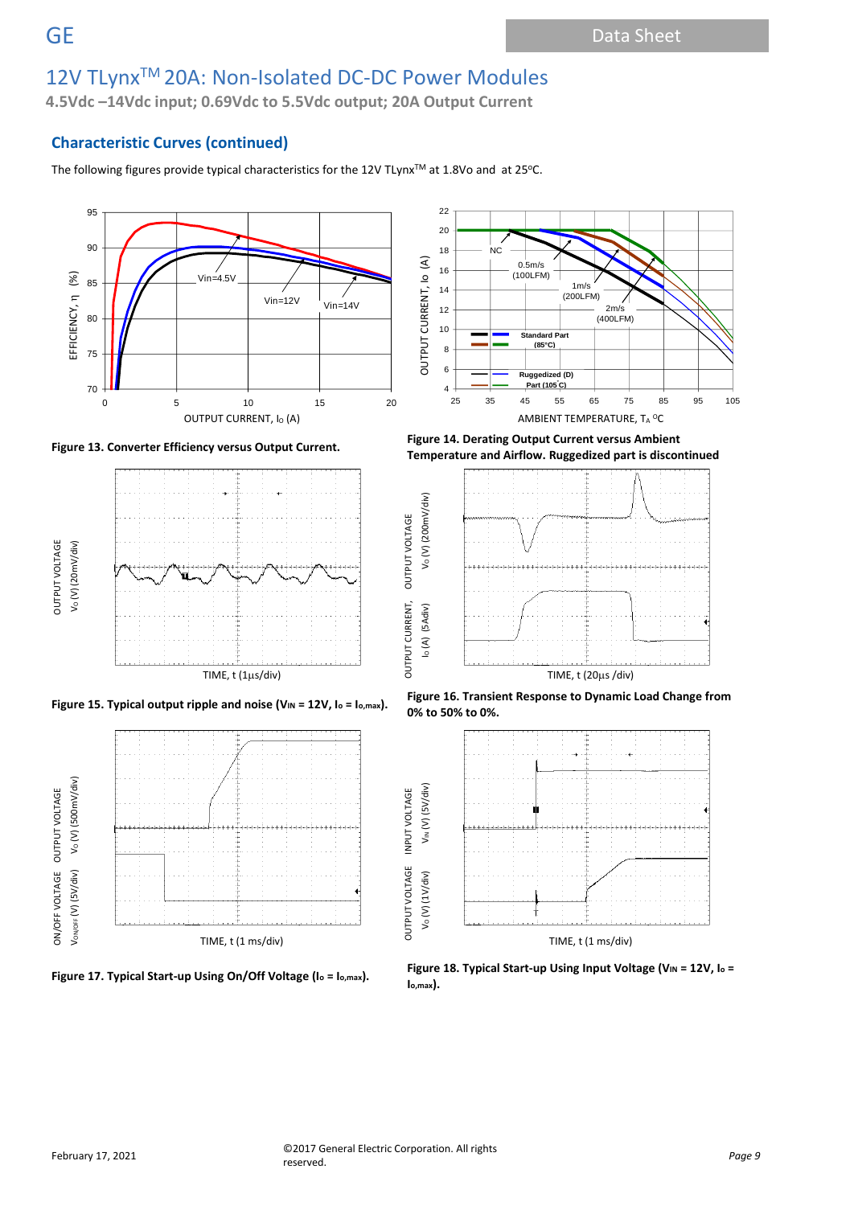## Characteristic Curves (continued)

The following figures provide typical characteristics for the 12V TLynx[TM] at 1.8Vo and at 25ºC.

Figure 13. Converter Efficiency versus Output Current.

Figure 14. Derating Output Current versus Ambient Temperature and Airflow. Ruggedized part is discontinued

Figure 15. Typical output ripple and noise ($V_{IN}$ = 12V, $I_o = I_{o,max}$).

Figure 16. Transient Response to Dynamic Load Change from 0% to 50% to 0%.

Figure 17. Typical Start-up Using On/Off Voltage ($I_o = I_{o,max}$).

Figure 18. Typical Start-up Using Input Voltage ($V_{IN}$ = 12V, $I_o = I_{o,max}$).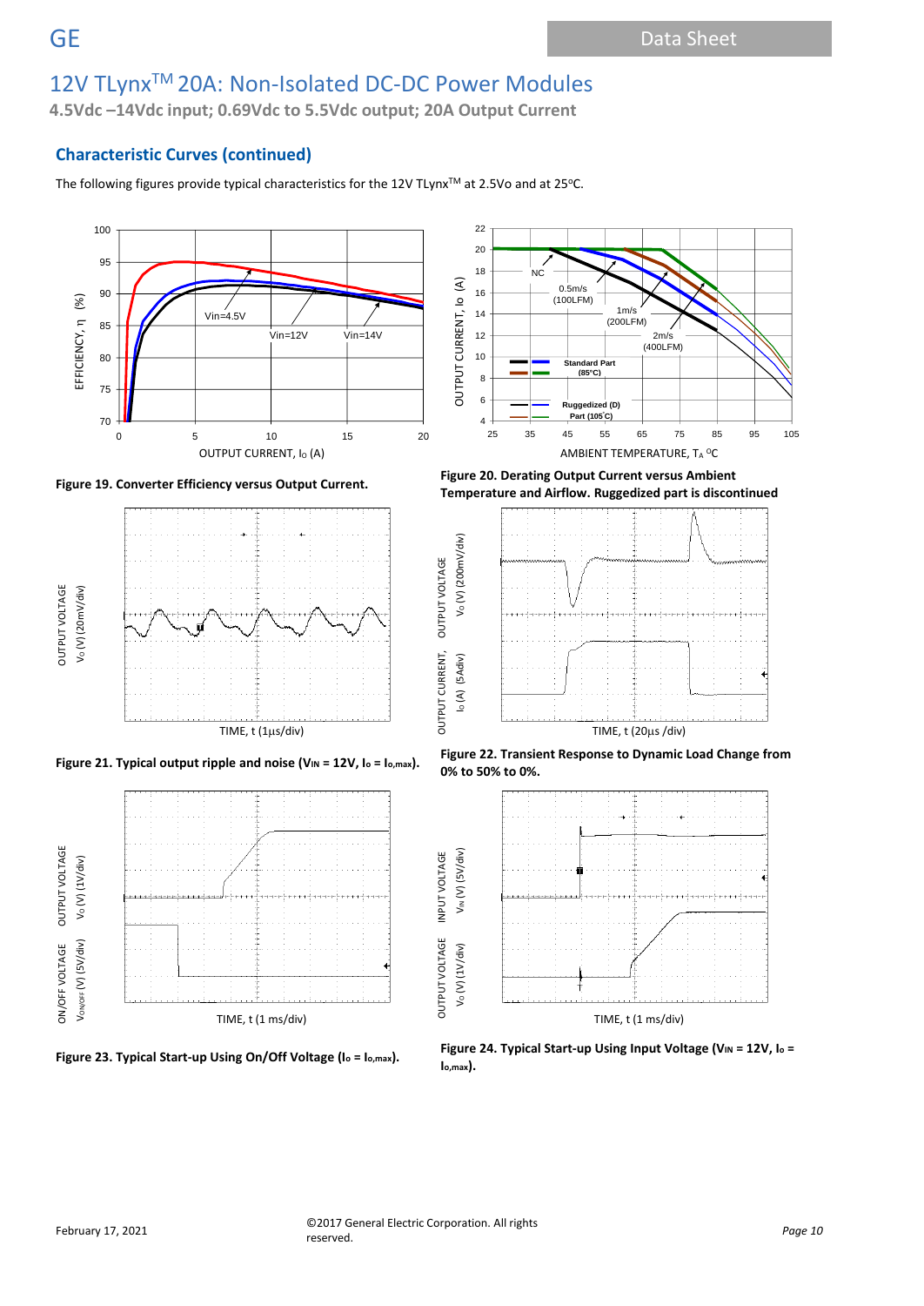## Characteristic Curves (continued)

The following figures provide typical characteristics for the 12V TLynx[TM] at 2.5Vo and at 25°C.

**Figure 19. Converter Efficiency versus Output Current.**

**Figure 20. Derating Output Current versus Ambient Temperature and Airflow. Ruggedized part is discontinued**

**Figure 21. Typical output ripple and noise ($V_{IN}$ = 12V, $I_o = I_{o,max}$).**

**Figure 22. Transient Response to Dynamic Load Change from 0% to 50% to 0%.**

**Figure 23. Typical Start-up Using On/Off Voltage ($I_o = I_{o,max}$).**

**Figure 24. Typical Start-up Using Input Voltage ($V_{IN}$ = 12V, $I_o = I_{o,max}$).**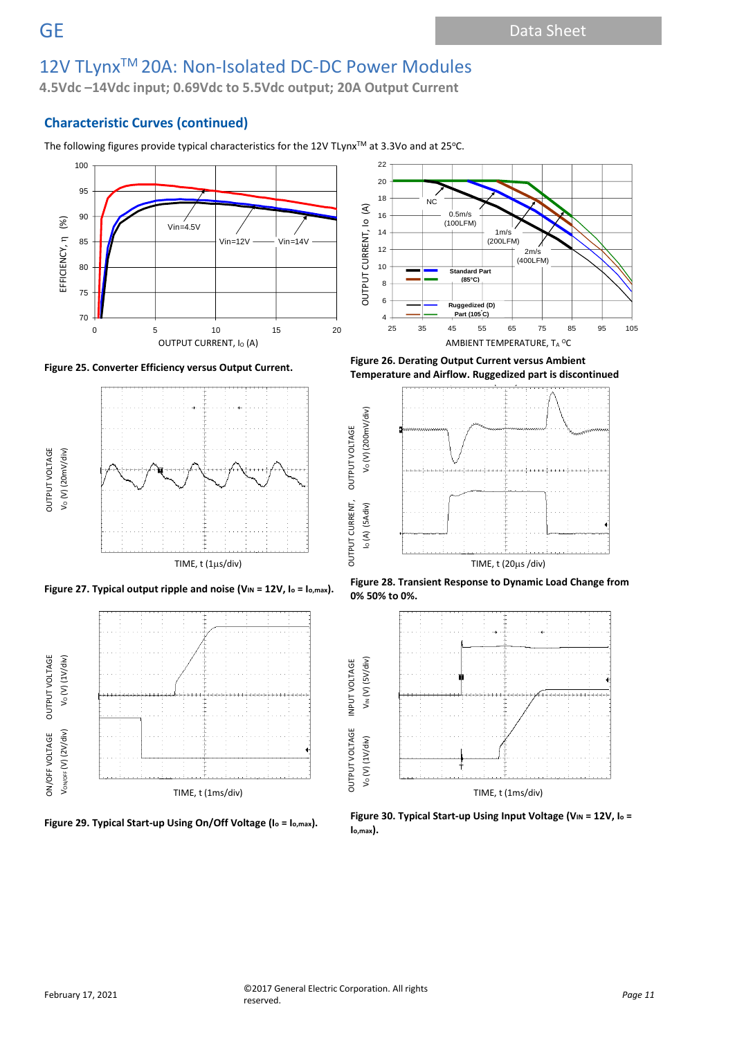## Characteristic Curves (continued)

The following figures provide typical characteristics for the 12V TLynx[TM] at 3.3Vo and at 25ºC.

Figure 25. Converter Efficiency versus Output Current.

Figure 26. Derating Output Current versus Ambient Temperature and Airflow. Ruggedized part is discontinued

Figure 27. Typical output ripple and noise ($V_{IN}$ = 12V, $I_o = I_{o,max}$).

Figure 28. Transient Response to Dynamic Load Change from 0% 50% to 0%.

Figure 29. Typical Start-up Using On/Off Voltage ($I_o = I_{o,max}$).

Figure 30. Typical Start-up Using Input Voltage ($V_{IN}$ = 12V, $I_o = I_{o,max}$).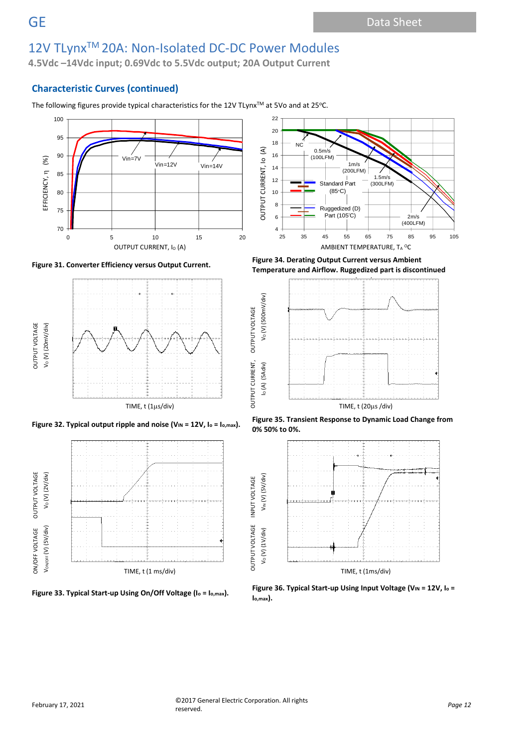## Characteristic Curves (continued)

The following figures provide typical characteristics for the 12V TLynx$^{TM}$ at 5Vo and at 25°C.

Figure 31. Converter Efficiency versus Output Current.

Figure 34. Derating Output Current versus Ambient Temperature and Airflow. Ruggedized part is discontinued

Figure 32. Typical output ripple and noise ($V_{IN}$ = 12V, $I_o = I_{o,max}$).

Figure 35. Transient Response to Dynamic Load Change from 0% 50% to 0%.

Figure 33. Typical Start-up Using On/Off Voltage ($I_o = I_{o,max}$).

Figure 36. Typical Start-up Using Input Voltage ($V_{IN}$ = 12V, $I_o = I_{o,max}$).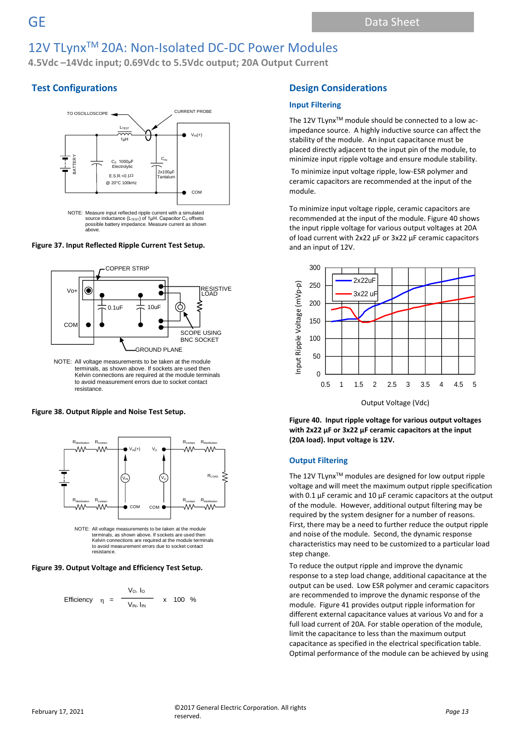# 12V TLynx[TM] 20A: Non-Isolated DC-DC Power Modules

**4.5Vdc –14Vdc input; 0.69Vdc to 5.5Vdc output; 20A Output Current**

## Test Configurations

NOTE: Measure input reflected ripple current with a simulated source inductance ($L_{TEST}$) of 1μH. Capacitor $C_S$ offsets possible battery impedance. Measure current as shown above.

**Figure 37. Input Reflected Ripple Current Test Setup.**

NOTE: All voltage measurements to be taken at the module terminals, as shown above. If sockets are used then Kelvin connections are required at the module terminals to avoid measurement errors due to socket contact resistance.

**Figure 38. Output Ripple and Noise Test Setup.**

NOTE: All voltage measurements to be taken at the module terminals, as shown above. If sockets are used then Kelvin connections are required at the module terminals to avoid measurement errors due to socket contact resistance.

**Figure 39. Output Voltage and Efficiency Test Setup.**

$$\text{Efficiency} \quad \eta = \frac{V_O \cdot I_O}{V_{IN} \cdot I_{IN}} \times 100 \quad \%$$

## Design Considerations

### Input Filtering

The 12V TLynx[TM] module should be connected to a low ac-impedance source. A highly inductive source can affect the stability of the module. An input capacitance must be placed directly adjacent to the input pin of the module, to minimize input ripple voltage and ensure module stability.

To minimize input voltage ripple, low-ESR polymer and ceramic capacitors are recommended at the input of the module.

To minimize input voltage ripple, ceramic capacitors are recommended at the input of the module. Figure 40 shows the input ripple voltage for various output voltages at 20A of load current with 2x22 µF or 3x22 µF ceramic capacitors and an input of 12V.

**Figure 40. Input ripple voltage for various output voltages with 2x22 µF or 3x22 µF ceramic capacitors at the input (20A load). Input voltage is 12V.**

### Output Filtering

The 12V TLynx[TM] modules are designed for low output ripple voltage and will meet the maximum output ripple specification with 0.1 µF ceramic and 10 µF ceramic capacitors at the output of the module. However, additional output filtering may be required by the system designer for a number of reasons. First, there may be a need to further reduce the output ripple and noise of the module. Second, the dynamic response characteristics may need to be customized to a particular load step change.

To reduce the output ripple and improve the dynamic response to a step load change, additional capacitance at the output can be used. Low ESR polymer and ceramic capacitors are recommended to improve the dynamic response of the module. Figure 41 provides output ripple information for different external capacitance values at various Vo and for a full load current of 20A. For stable operation of the module, limit the capacitance to less than the maximum output capacitance as specified in the electrical specification table. Optimal performance of the module can be achieved by using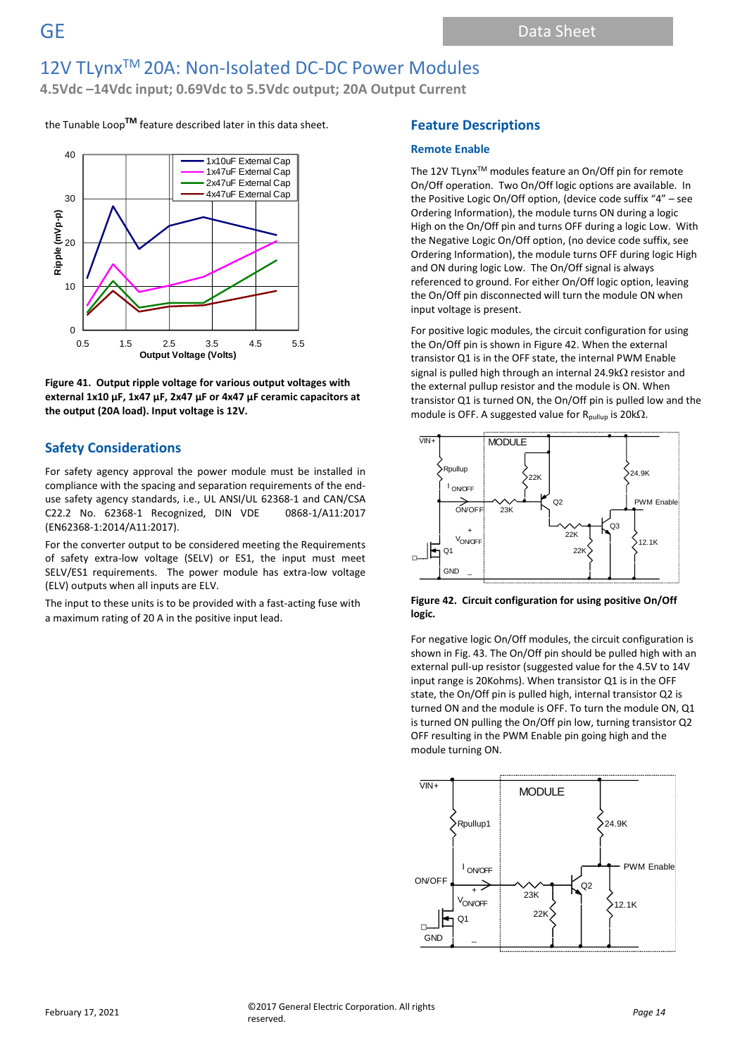the Tunable Loop[TM] feature described later in this data sheet.

**Figure 41. Output ripple voltage for various output voltages with external 1x10 µF, 1x47 µF, 2x47 µF or 4x47 µF ceramic capacitors at the output (20A load). Input voltage is 12V.**

## Safety Considerations

For safety agency approval the power module must be installed in compliance with the spacing and separation requirements of the end-use safety agency standards, i.e., UL ANSI/UL 62368-1 and CAN/CSA C22.2 No. 62368-1 Recognized, DIN VDE 0868-1/A11:2017 (EN62368-1:2014/A11:2017).

For the converter output to be considered meeting the Requirements of safety extra-low voltage (SELV) or ES1, the input must meet SELV/ES1 requirements. The power module has extra-low voltage (ELV) outputs when all inputs are ELV.

The input to these units is to be provided with a fast-acting fuse with a maximum rating of 20 A in the positive input lead.

## Feature Descriptions

### Remote Enable

The 12V TLynx[TM] modules feature an On/Off pin for remote On/Off operation. Two On/Off logic options are available. In the Positive Logic On/Off option, (device code suffix "4" – see Ordering Information), the module turns ON during a logic High on the On/Off pin and turns OFF during a logic Low. With the Negative Logic On/Off option, (no device code suffix, see Ordering Information), the module turns OFF during logic High and ON during logic Low. The On/Off signal is always referenced to ground. For either On/Off logic option, leaving the On/Off pin disconnected will turn the module ON when input voltage is present.

For positive logic modules, the circuit configuration for using the On/Off pin is shown in Figure 42. When the external transistor Q1 is in the OFF state, the internal PWM Enable signal is pulled high through an internal 24.9kΩ resistor and the external pullup resistor and the module is ON. When transistor Q1 is turned ON, the On/Off pin is pulled low and the module is OFF. A suggested value for $R_{pullup}$ is 20kΩ.

**Figure 42. Circuit configuration for using positive On/Off logic.**

For negative logic On/Off modules, the circuit configuration is shown in Fig. 43. The On/Off pin should be pulled high with an external pull-up resistor (suggested value for the 4.5V to 14V input range is 20Kohms). When transistor Q1 is in the OFF state, the On/Off pin is pulled high, internal transistor Q2 is turned ON and the module is OFF. To turn the module ON, Q1 is turned ON pulling the On/Off pin low, turning transistor Q2 OFF resulting in the PWM Enable pin going high and the module turning ON.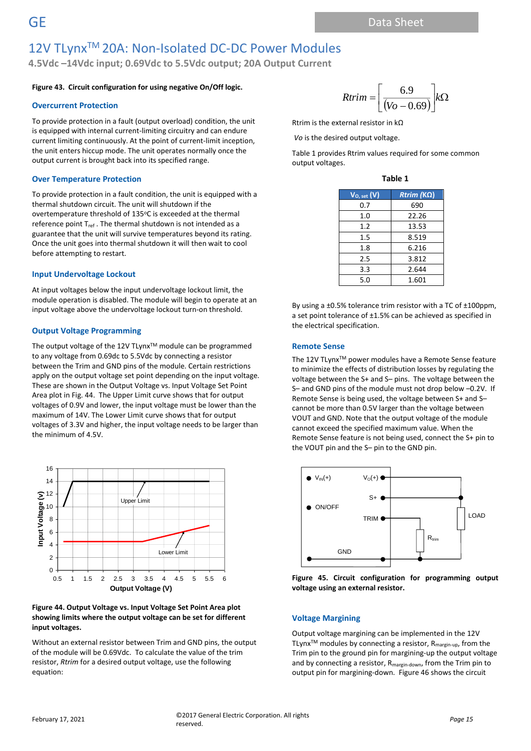**Figure 43. Circuit configuration for using negative On/Off logic.**

### Overcurrent Protection

To provide protection in a fault (output overload) condition, the unit is equipped with internal current-limiting circuitry and can endure current limiting continuously. At the point of current-limit inception, the unit enters hiccup mode. The unit operates normally once the output current is brought back into its specified range.

### Over Temperature Protection

To provide protection in a fault condition, the unit is equipped with a thermal shutdown circuit. The unit will shutdown if the overtemperature threshold of 135°C is exceeded at the thermal reference point $T_{ref}$ . The thermal shutdown is not intended as a guarantee that the unit will survive temperatures beyond its rating. Once the unit goes into thermal shutdown it will then wait to cool before attempting to restart.

### Input Undervoltage Lockout

At input voltages below the input undervoltage lockout limit, the module operation is disabled. The module will begin to operate at an input voltage above the undervoltage lockout turn-on threshold.

### Output Voltage Programming

The output voltage of the 12V TLynx[TM] module can be programmed to any voltage from 0.69dc to 5.5Vdc by connecting a resistor between the Trim and GND pins of the module. Certain restrictions apply on the output voltage set point depending on the input voltage. These are shown in the Output Voltage vs. Input Voltage Set Point Area plot in Fig. 44. The Upper Limit curve shows that for output voltages of 0.9V and lower, the input voltage must be lower than the maximum of 14V. The Lower Limit curve shows that for output voltages of 3.3V and higher, the input voltage needs to be larger than the minimum of 4.5V.

**Figure 44. Output Voltage vs. Input Voltage Set Point Area plot showing limits where the output voltage can be set for different input voltages.**

Without an external resistor between Trim and GND pins, the output of the module will be 0.69Vdc. To calculate the value of the trim resistor, *Rtrim* for a desired output voltage, use the following equation:

$$Rtrim = \left[ \frac{6.9}{(Vo - 0.69)} \right] k\Omega$$

Rtrim is the external resistor in kΩ

*Vo* is the desired output voltage.

Table 1 provides Rtrim values required for some common output voltages.

**Table 1**

| $V_{O, set}$ (V) | *Rtrim* (KΩ) |
|---|---|
| 0.7 | 690 |
| 1.0 | 22.26 |
| 1.2 | 13.53 |
| 1.5 | 8.519 |
| 1.8 | 6.216 |
| 2.5 | 3.812 |
| 3.3 | 2.644 |
| 5.0 | 1.601 |

By using a ±0.5% tolerance trim resistor with a TC of ±100ppm, a set point tolerance of ±1.5% can be achieved as specified in the electrical specification.

### Remote Sense

The 12V TLynx[TM] power modules have a Remote Sense feature to minimize the effects of distribution losses by regulating the voltage between the S+ and S– pins. The voltage between the S– and GND pins of the module must not drop below –0.2V. If Remote Sense is being used, the voltage between S+ and S– cannot be more than 0.5V larger than the voltage between VOUT and GND. Note that the output voltage of the module cannot exceed the specified maximum value. When the Remote Sense feature is not being used, connect the S+ pin to the VOUT pin and the S– pin to the GND pin.

**Figure 45. Circuit configuration for programming output voltage using an external resistor.**

### Voltage Margining

Output voltage margining can be implemented in the 12V TLynx[TM] modules by connecting a resistor, $R_{margin-up}$, from the Trim pin to the ground pin for margining-up the output voltage and by connecting a resistor, $R_{margin-down}$, from the Trim pin to output pin for margining-down. Figure 46 shows the circuit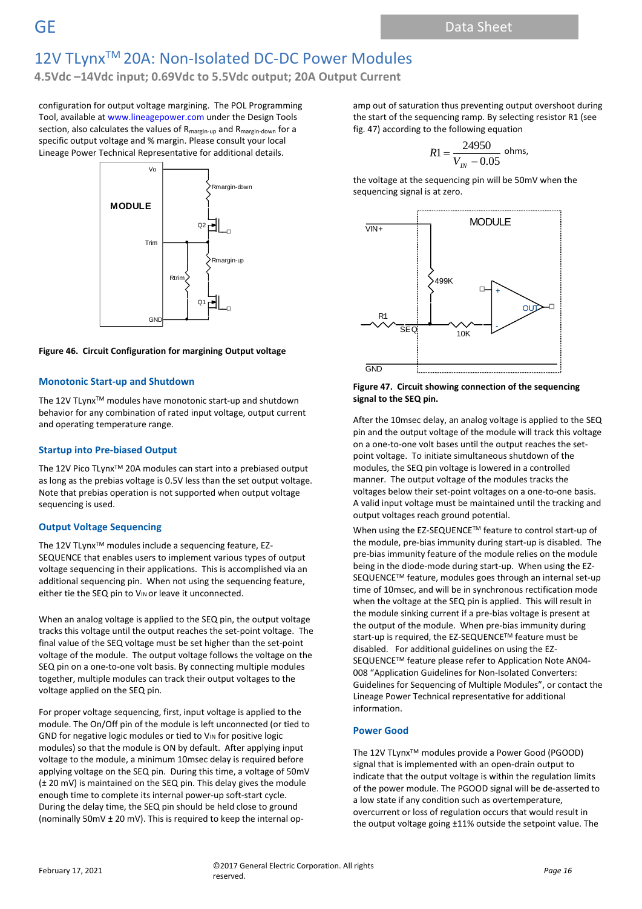configuration for output voltage margining. The POL Programming Tool, available at www.lineagepower.com under the Design Tools section, also calculates the values of $R_{margin-up}$ and $R_{margin-down}$ for a specific output voltage and % margin. Please consult your local Lineage Power Technical Representative for additional details.

**Figure 46. Circuit Configuration for margining Output voltage**

### Monotonic Start-up and Shutdown

The 12V TLynx™ modules have monotonic start-up and shutdown behavior for any combination of rated input voltage, output current and operating temperature range.

### Startup into Pre-biased Output

The 12V Pico TLynx™ 20A modules can start into a prebiased output as long as the prebias voltage is 0.5V less than the set output voltage. Note that prebias operation is not supported when output voltage sequencing is used.

### Output Voltage Sequencing

The 12V TLynx™ modules include a sequencing feature, EZ-SEQUENCE that enables users to implement various types of output voltage sequencing in their applications. This is accomplished via an additional sequencing pin. When not using the sequencing feature, either tie the SEQ pin to $V_{IN}$ or leave it unconnected.

When an analog voltage is applied to the SEQ pin, the output voltage tracks this voltage until the output reaches the set-point voltage. The final value of the SEQ voltage must be set higher than the set-point voltage of the module. The output voltage follows the voltage on the SEQ pin on a one-to-one volt basis. By connecting multiple modules together, multiple modules can track their output voltages to the voltage applied on the SEQ pin.

For proper voltage sequencing, first, input voltage is applied to the module. The On/Off pin of the module is left unconnected (or tied to GND for negative logic modules or tied to $V_{IN}$ for positive logic modules) so that the module is ON by default. After applying input voltage to the module, a minimum 10msec delay is required before applying voltage on the SEQ pin. During this time, a voltage of 50mV (± 20 mV) is maintained on the SEQ pin. This delay gives the module enough time to complete its internal power-up soft-start cycle. During the delay time, the SEQ pin should be held close to ground (nominally 50mV ± 20 mV). This is required to keep the internal op-amp out of saturation thus preventing output overshoot during the start of the sequencing ramp. By selecting resistor R1 (see fig. 47) according to the following equation

$$R1 = \frac{24950}{V_{IN} - 0.05} \text{ ohms,}$$

the voltage at the sequencing pin will be 50mV when the sequencing signal is at zero.

**Figure 47. Circuit showing connection of the sequencing signal to the SEQ pin.**

After the 10msec delay, an analog voltage is applied to the SEQ pin and the output voltage of the module will track this voltage on a one-to-one volt bases until the output reaches the set-point voltage. To initiate simultaneous shutdown of the modules, the SEQ pin voltage is lowered in a controlled manner. The output voltage of the modules tracks the voltages below their set-point voltages on a one-to-one basis. A valid input voltage must be maintained until the tracking and output voltages reach ground potential.

When using the EZ-SEQUENCE™ feature to control start-up of the module, pre-bias immunity during start-up is disabled. The pre-bias immunity feature of the module relies on the module being in the diode-mode during start-up. When using the EZ-SEQUENCE™ feature, modules goes through an internal set-up time of 10msec, and will be in synchronous rectification mode when the voltage at the SEQ pin is applied. This will result in the module sinking current if a pre-bias voltage is present at the output of the module. When pre-bias immunity during start-up is required, the EZ-SEQUENCE™ feature must be disabled. For additional guidelines on using the EZ-SEQUENCE™ feature please refer to Application Note AN04-008 "Application Guidelines for Non-Isolated Converters: Guidelines for Sequencing of Multiple Modules", or contact the Lineage Power Technical representative for additional information.

### Power Good

The 12V TLynx™ modules provide a Power Good (PGOOD) signal that is implemented with an open-drain output to indicate that the output voltage is within the regulation limits of the power module. The PGOOD signal will be de-asserted to a low state if any condition such as overtemperature, overcurrent or loss of regulation occurs that would result in the output voltage going ±11% outside the setpoint value. The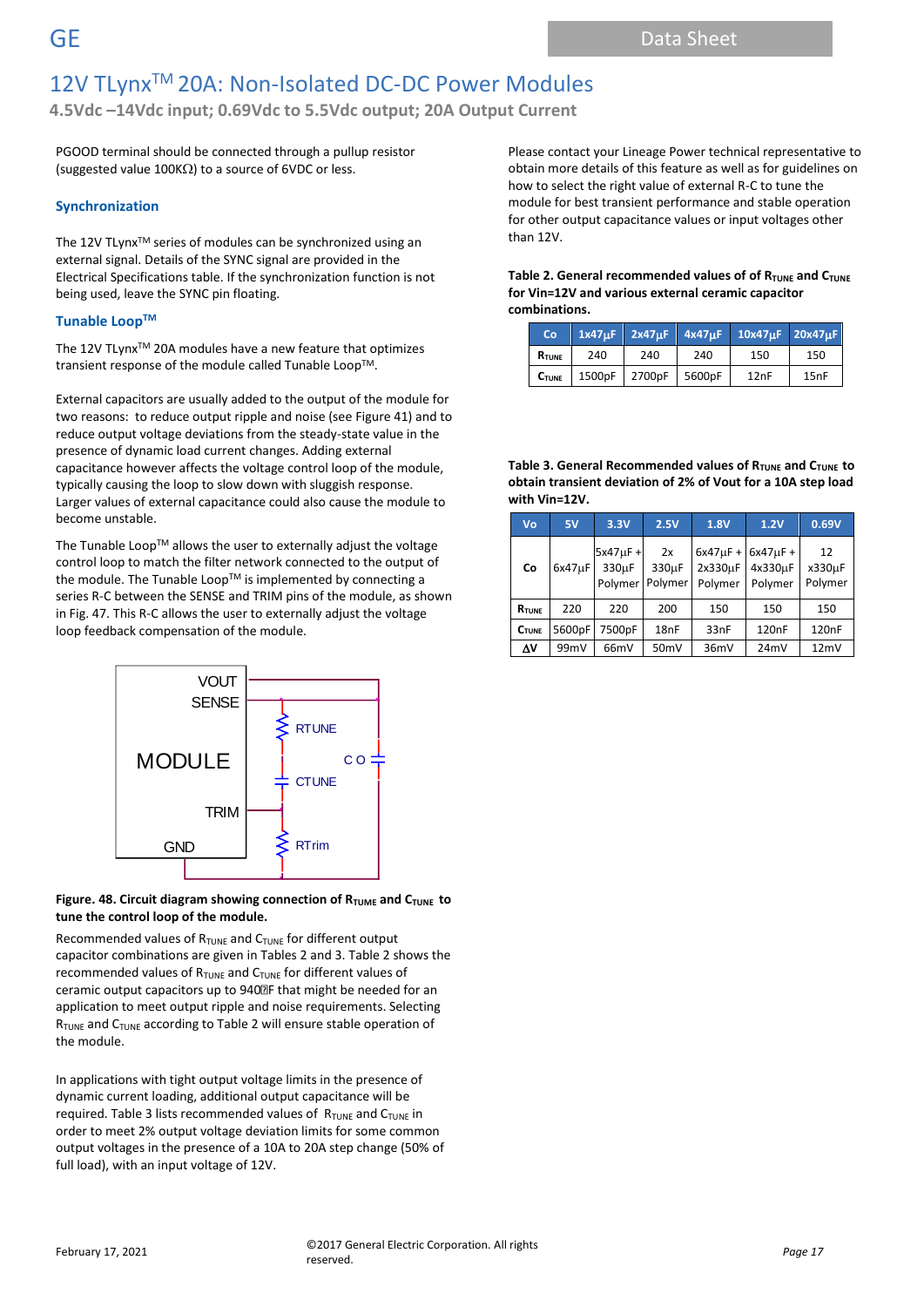PGOOD terminal should be connected through a pullup resistor (suggested value 100KΩ) to a source of 6VDC or less.

### Synchronization

The 12V TLynx™ series of modules can be synchronized using an external signal. Details of the SYNC signal are provided in the Electrical Specifications table. If the synchronization function is not being used, leave the SYNC pin floating.

### Tunable Loop™

The 12V TLynx™ 20A modules have a new feature that optimizes transient response of the module called Tunable Loop™.

External capacitors are usually added to the output of the module for two reasons: to reduce output ripple and noise (see Figure 41) and to reduce output voltage deviations from the steady-state value in the presence of dynamic load current changes. Adding external capacitance however affects the voltage control loop of the module, typically causing the loop to slow down with sluggish response. Larger values of external capacitance could also cause the module to become unstable.

The Tunable Loop™ allows the user to externally adjust the voltage control loop to match the filter network connected to the output of the module. The Tunable Loop™ is implemented by connecting a series R-C between the SENSE and TRIM pins of the module, as shown in Fig. 47. This R-C allows the user to externally adjust the voltage loop feedback compensation of the module.

**Figure. 48. Circuit diagram showing connection of $R_{TUME}$ and $C_{TUNE}$ to tune the control loop of the module.**

Recommended values of $R_{TUNE}$ and $C_{TUNE}$ for different output capacitor combinations are given in Tables 2 and 3. Table 2 shows the recommended values of $R_{TUNE}$ and $C_{TUNE}$ for different values of ceramic output capacitors up to 940μF that might be needed for an application to meet output ripple and noise requirements. Selecting $R_{TUNE}$ and $C_{TUNE}$ according to Table 2 will ensure stable operation of the module.

In applications with tight output voltage limits in the presence of dynamic current loading, additional output capacitance will be required. Table 3 lists recommended values of $R_{TUNE}$ and $C_{TUNE}$ in order to meet 2% output voltage deviation limits for some common output voltages in the presence of a 10A to 20A step change (50% of full load), with an input voltage of 12V.

Please contact your Lineage Power technical representative to obtain more details of this feature as well as for guidelines on how to select the right value of external R-C to tune the module for best transient performance and stable operation for other output capacitance values or input voltages other than 12V.

**Table 2. General recommended values of of $R_{TUNE}$ and $C_{TUNE}$ for Vin=12V and various external ceramic capacitor combinations.**

| Co | 1x47μF | 2x47μF | 4x47μF | 10x47μF | 20x47μF |
|---|---|---|---|---|---|
| $R_{TUNE}$ | 240 | 240 | 240 | 150 | 150 |
| $C_{TUNE}$ | 1500pF | 2700pF | 5600pF | 12nF | 15nF |

**Table 3. General Recommended values of $R_{TUNE}$ and $C_{TUNE}$ to obtain transient deviation of 2% of Vout for a 10A step load with Vin=12V.**

| Vo | 5V | 3.3V | 2.5V | 1.8V | 1.2V | 0.69V |
|---|---|---|---|---|---|---|
| Co | 6x47μF | 5x47μF + 330μF Polymer | 2x 330μF Polymer | 6x47μF + 2x330μF Polymer | 6x47μF + 4x330μF Polymer | 12 x330μF Polymer |
| $R_{TUNE}$ | 220 | 220 | 200 | 150 | 150 | 150 |
| $C_{TUNE}$ | 5600pF | 7500pF | 18nF | 33nF | 120nF | 120nF |
| ΔV | 99mV | 66mV | 50mV | 36mV | 24mV | 12mV |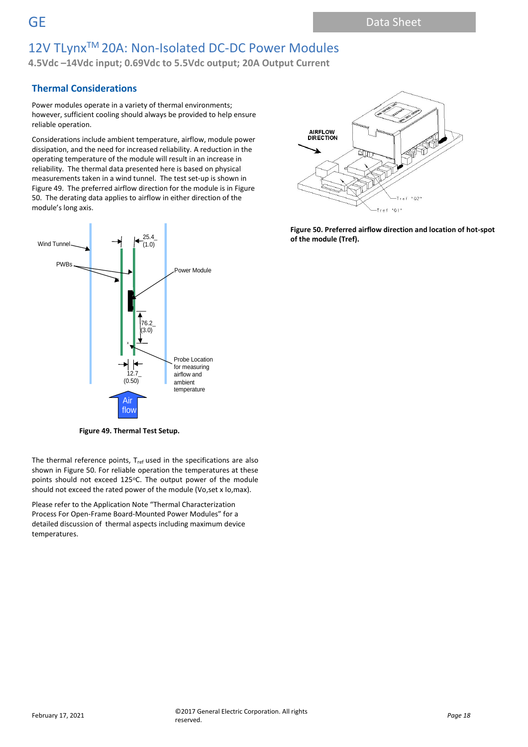## Thermal Considerations

Power modules operate in a variety of thermal environments; however, sufficient cooling should always be provided to help ensure reliable operation.

Considerations include ambient temperature, airflow, module power dissipation, and the need for increased reliability. A reduction in the operating temperature of the module will result in an increase in reliability. The thermal data presented here is based on physical measurements taken in a wind tunnel. The test set-up is shown in Figure 49. The preferred airflow direction for the module is in Figure 50. The derating data applies to airflow in either direction of the module's long axis.

**Figure 49. Thermal Test Setup.**

The thermal reference points, $T_{ref}$ used in the specifications are also shown in Figure 50. For reliable operation the temperatures at these points should not exceed 125°C. The output power of the module should not exceed the rated power of the module (Vo,set x Io,max).

Please refer to the Application Note "Thermal Characterization Process For Open-Frame Board-Mounted Power Modules" for a detailed discussion of thermal aspects including maximum device temperatures.

**Figure 50. Preferred airflow direction and location of hot-spot of the module (Tref).**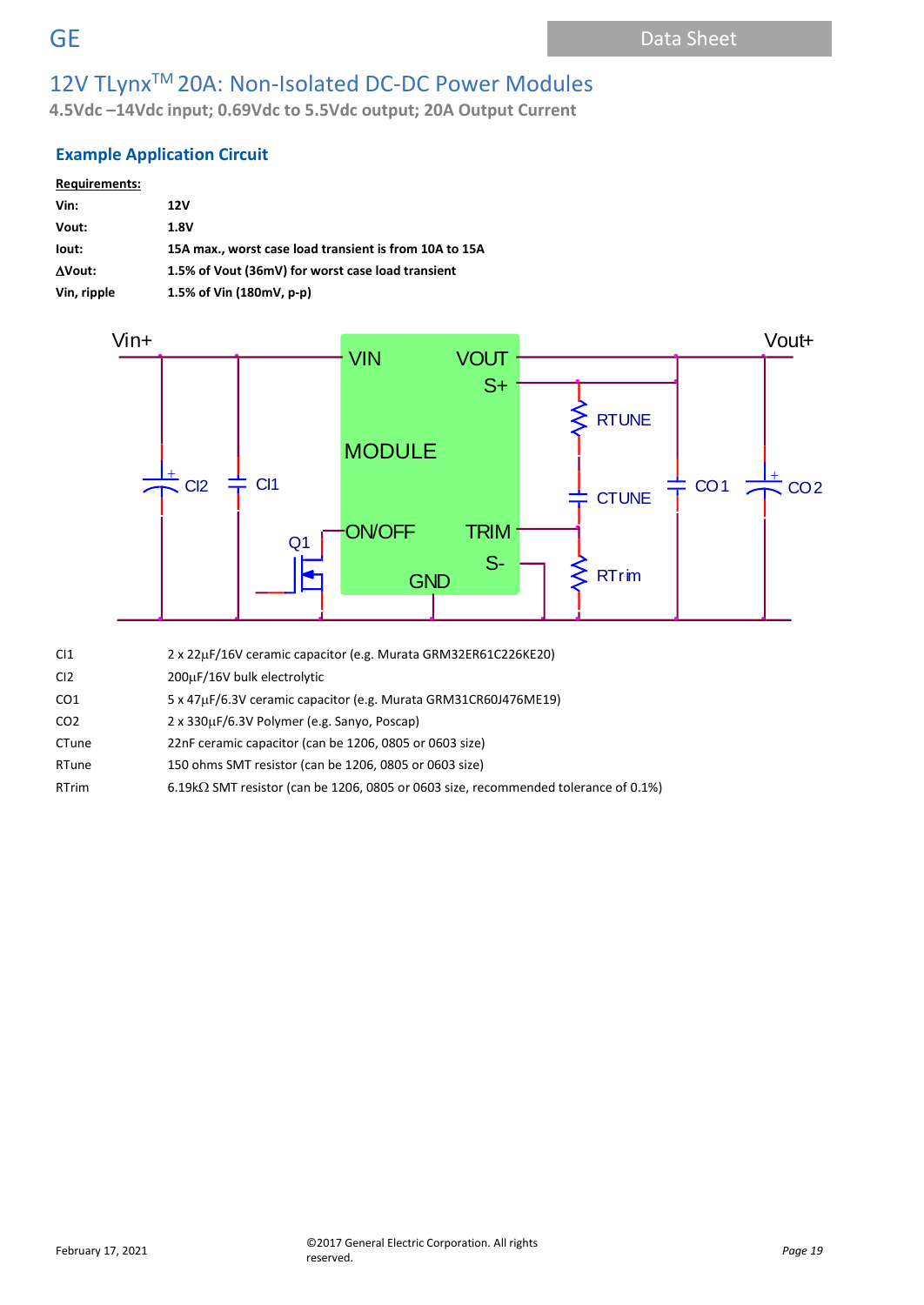# 12V TLynx™ 20A: Non-Isolated DC-DC Power Modules

**4.5Vdc –14Vdc input; 0.69Vdc to 5.5Vdc output; 20A Output Current**

## Example Application Circuit

**Requirements:**

| | |
|---|---|
| **Vin:** | **12V** |
| **Vout:** | **1.8V** |
| **Iout:** | **15A max., worst case load transient is from 10A to 15A** |
| **∆Vout:** | **1.5% of Vout (36mV) for worst case load transient** |
| **Vin, ripple** | **1.5% of Vin (180mV, p-p)** |

| | |
|---|---|
| CI1 | 2 x 22µF/16V ceramic capacitor (e.g. Murata GRM32ER61C226KE20) |
| CI2 | 200µF/16V bulk electrolytic |
| CO1 | 5 x 47µF/6.3V ceramic capacitor (e.g. Murata GRM31CR60J476ME19) |
| CO2 | 2 x 330µF/6.3V Polymer (e.g. Sanyo, Poscap) |
| CTune | 22nF ceramic capacitor (can be 1206, 0805 or 0603 size) |
| RTune | 150 ohms SMT resistor (can be 1206, 0805 or 0603 size) |
| RTrim | 6.19kΩ SMT resistor (can be 1206, 0805 or 0603 size, recommended tolerance of 0.1%) |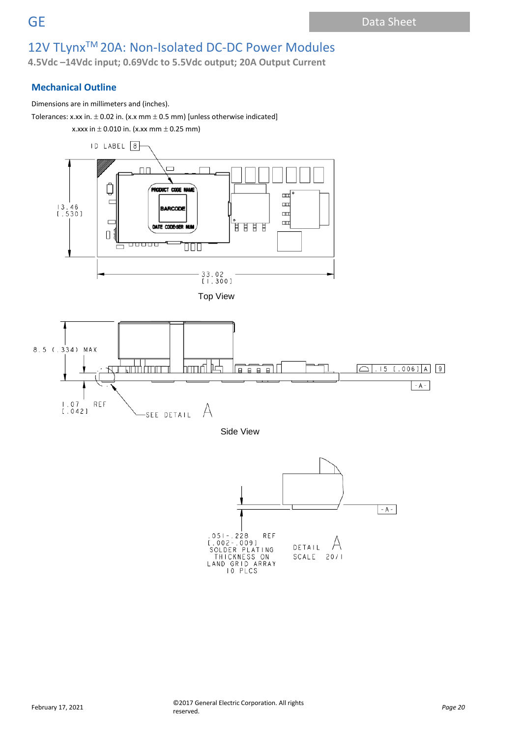## Mechanical Outline

Dimensions are in millimeters and (inches).

Tolerances: x.xx in. ± 0.02 in. (x.x mm ± 0.5 mm) [unless otherwise indicated]

x.xxx in ± 0.010 in. (x.xx mm ± 0.25 mm)

ID LABEL 8

PRODUCT CODE NAME

BARCODE

DATE CODE/SER NUM

13.46
[.530]

33.02
[1.300]

Top View

8.5 (.334) MAX

.15 [.006] A 9

-A-

1.07 REF
[.042]

SEE DETAIL A

Side View

-A-

.051-.228 REF
[.002-.009]
SOLDER PLATING
THICKNESS ON
LAND GRID ARRAY
10 PLCS

DETAIL A
SCALE 20/1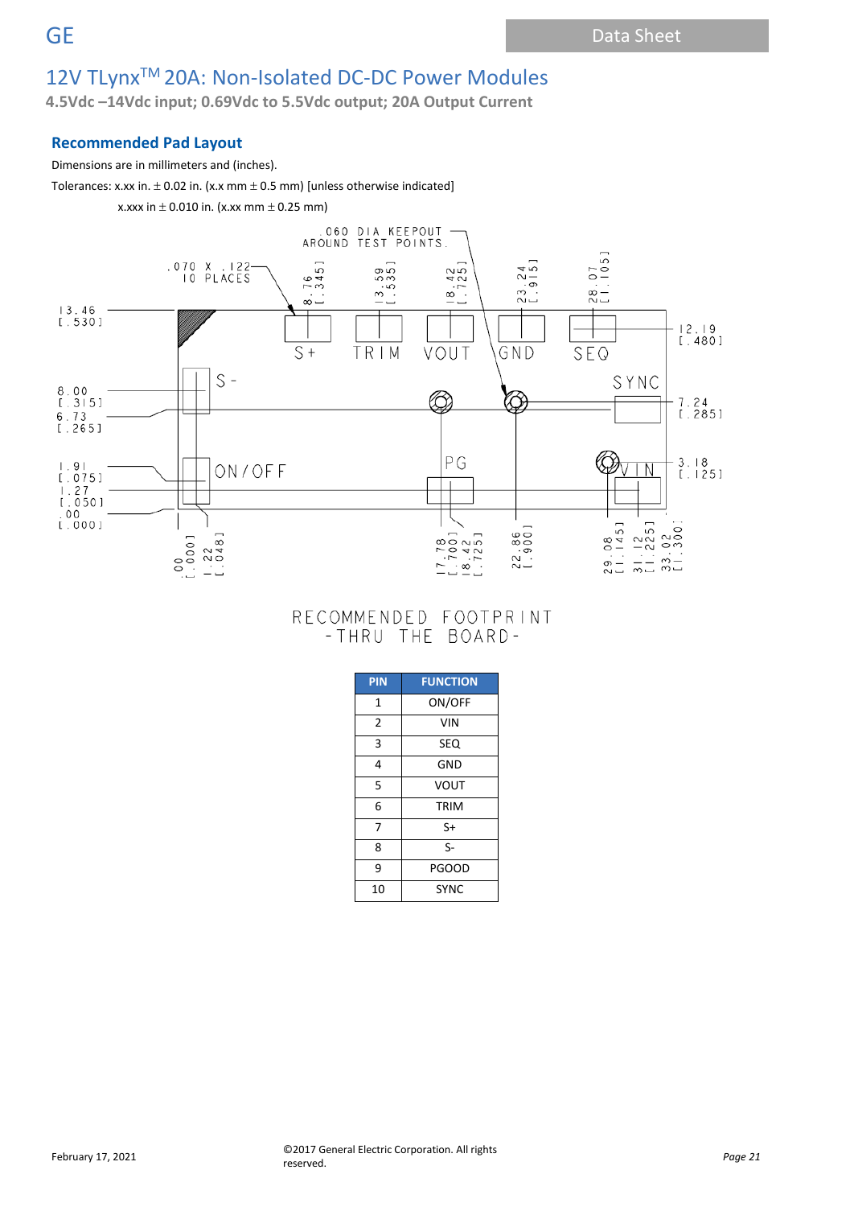# 12V TLynx[TM] 20A: Non-Isolated DC-DC Power Modules

**4.5Vdc –14Vdc input; 0.69Vdc to 5.5Vdc output; 20A Output Current**

## Recommended Pad Layout

Dimensions are in millimeters and (inches).

Tolerances: x.xx in. ± 0.02 in. (x.x mm ± 0.5 mm) [unless otherwise indicated]

x.xxx in ± 0.010 in. (x.xx mm ± 0.25 mm)

.060 DIA KEEPOUT AROUND TEST POINTS.

.070 X .122 10 PLACES

RECOMMENDED FOOTPRINT
-THRU THE BOARD-

| PIN | FUNCTION |
|---|---|
| 1 | ON/OFF |
| 2 | VIN |
| 3 | SEQ |
| 4 | GND |
| 5 | VOUT |
| 6 | TRIM |
| 7 | S+ |
| 8 | S- |
| 9 | PGOOD |
| 10 | SYNC |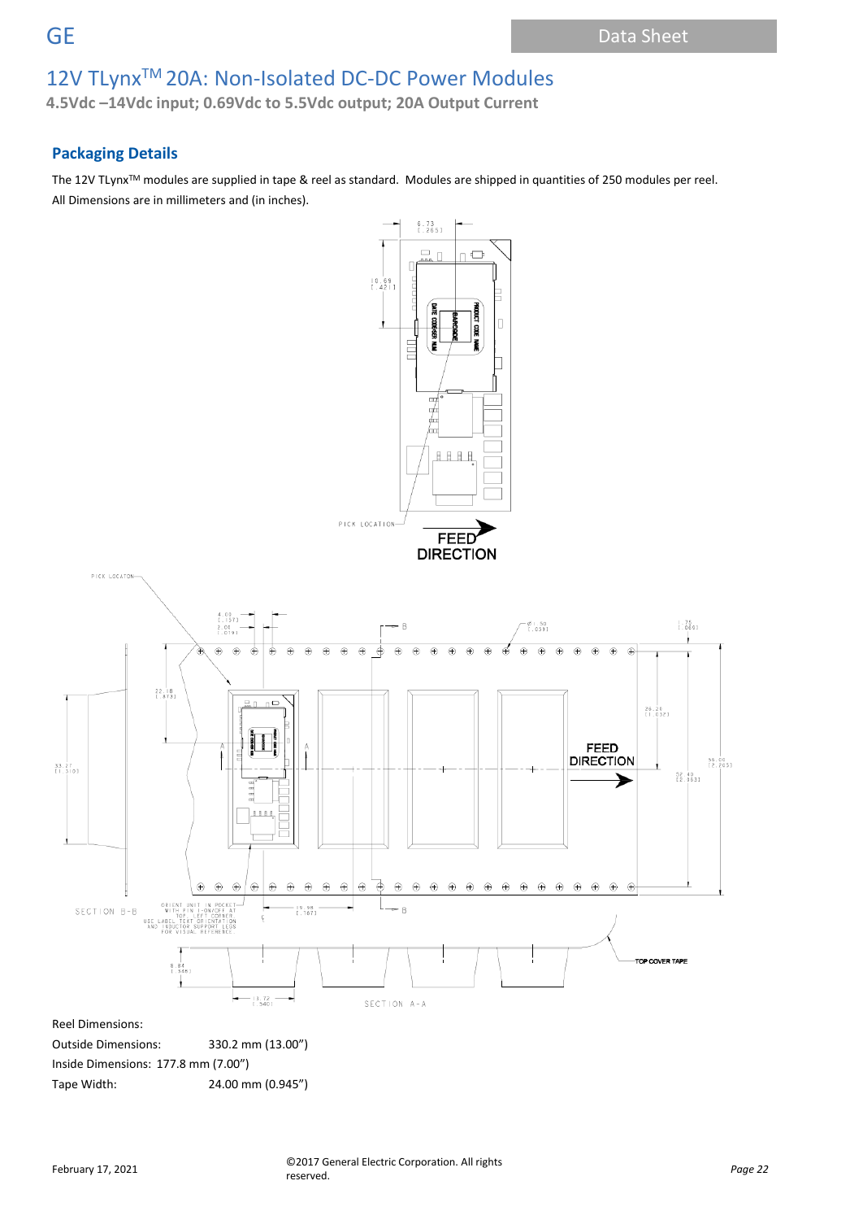## Packaging Details

The 12V TLynx™ modules are supplied in tape & reel as standard. Modules are shipped in quantities of 250 modules per reel.

All Dimensions are in millimeters and (in inches).

Reel Dimensions:

Outside Dimensions: 330.2 mm (13.00")

Inside Dimensions: 177.8 mm (7.00")

Tape Width: 24.00 mm (0.945")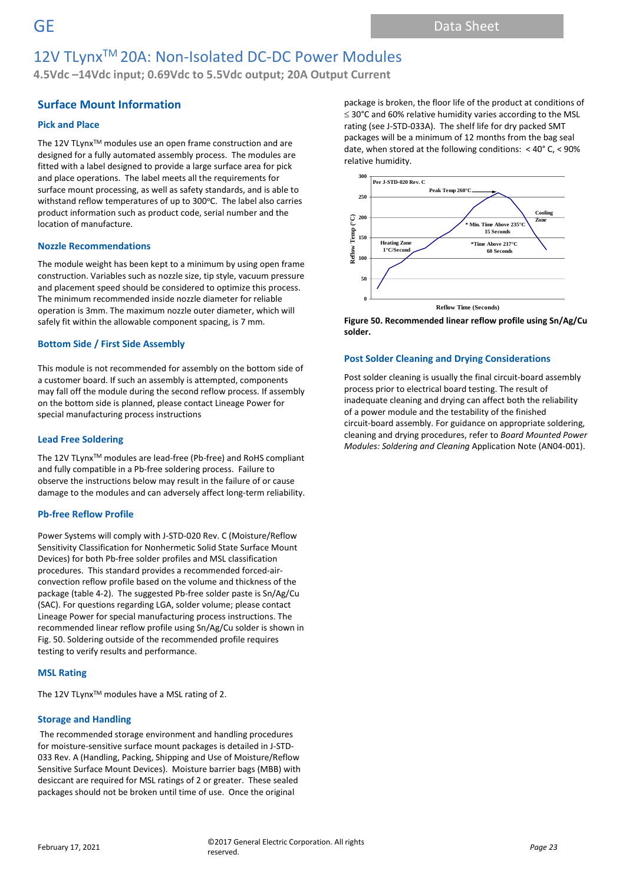## Surface Mount Information

### Pick and Place

The 12V TLynx[TM] modules use an open frame construction and are designed for a fully automated assembly process. The modules are fitted with a label designed to provide a large surface area for pick and place operations. The label meets all the requirements for surface mount processing, as well as safety standards, and is able to withstand reflow temperatures of up to 300ºC. The label also carries product information such as product code, serial number and the location of manufacture.

### Nozzle Recommendations

The module weight has been kept to a minimum by using open frame construction. Variables such as nozzle size, tip style, vacuum pressure and placement speed should be considered to optimize this process. The minimum recommended inside nozzle diameter for reliable operation is 3mm. The maximum nozzle outer diameter, which will safely fit within the allowable component spacing, is 7 mm.

### Bottom Side / First Side Assembly

This module is not recommended for assembly on the bottom side of a customer board. If such an assembly is attempted, components may fall off the module during the second reflow process. If assembly on the bottom side is planned, please contact Lineage Power for special manufacturing process instructions

### Lead Free Soldering

The 12V TLynx[TM] modules are lead-free (Pb-free) and RoHS compliant and fully compatible in a Pb-free soldering process. Failure to observe the instructions below may result in the failure of or cause damage to the modules and can adversely affect long-term reliability.

### Pb-free Reflow Profile

Power Systems will comply with J-STD-020 Rev. C (Moisture/Reflow Sensitivity Classification for Nonhermetic Solid State Surface Mount Devices) for both Pb-free solder profiles and MSL classification procedures. This standard provides a recommended forced-air-convection reflow profile based on the volume and thickness of the package (table 4-2). The suggested Pb-free solder paste is Sn/Ag/Cu (SAC). For questions regarding LGA, solder volume; please contact Lineage Power for special manufacturing process instructions. The recommended linear reflow profile using Sn/Ag/Cu solder is shown in Fig. 50. Soldering outside of the recommended profile requires testing to verify results and performance.

### MSL Rating

The 12V TLynx[TM] modules have a MSL rating of 2.

### Storage and Handling

The recommended storage environment and handling procedures for moisture-sensitive surface mount packages is detailed in J-STD-033 Rev. A (Handling, Packing, Shipping and Use of Moisture/Reflow Sensitive Surface Mount Devices). Moisture barrier bags (MBB) with desiccant are required for MSL ratings of 2 or greater. These sealed packages should not be broken until time of use. Once the original package is broken, the floor life of the product at conditions of ≤ 30°C and 60% relative humidity varies according to the MSL rating (see J-STD-033A). The shelf life for dry packed SMT packages will be a minimum of 12 months from the bag seal date, when stored at the following conditions: < 40° C, < 90% relative humidity.

**Figure 50. Recommended linear reflow profile using Sn/Ag/Cu solder.**

### Post Solder Cleaning and Drying Considerations

Post solder cleaning is usually the final circuit-board assembly process prior to electrical board testing. The result of inadequate cleaning and drying can affect both the reliability of a power module and the testability of the finished circuit-board assembly. For guidance on appropriate soldering, cleaning and drying procedures, refer to *Board Mounted Power Modules: Soldering and Cleaning* Application Note (AN04-001).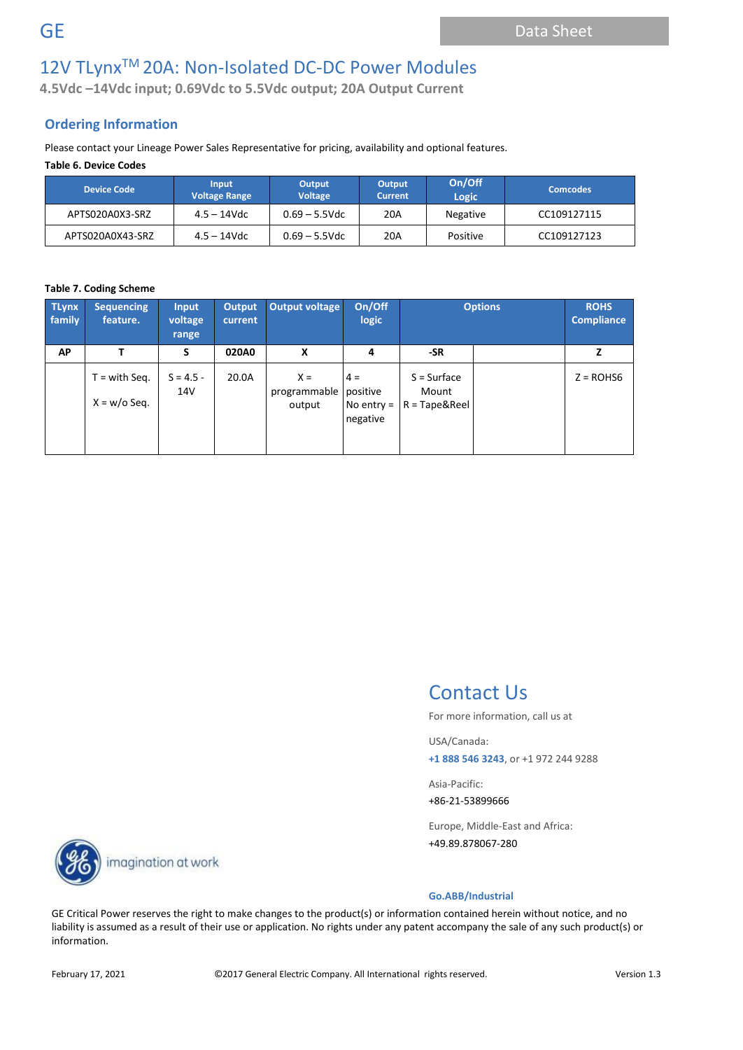# 12V TLynx™ 20A: Non-Isolated DC-DC Power Modules

**4.5Vdc –14Vdc input; 0.69Vdc to 5.5Vdc output; 20A Output Current**

## Ordering Information

Please contact your Lineage Power Sales Representative for pricing, availability and optional features.

**Table 6. Device Codes**

| Device Code | Input Voltage Range | Output Voltage | Output Current | On/Off Logic | Comcodes |
|---|---|---|---|---|---|
| APTS020A0X3-SRZ | 4.5 – 14Vdc | 0.69 – 5.5Vdc | 20A | Negative | CC109127115 |
| APTS020A0X43-SRZ | 4.5 – 14Vdc | 0.69 – 5.5Vdc | 20A | Positive | CC109127123 |

**Table 7. Coding Scheme**

| TLynx family | Sequencing feature. | Input voltage range | Output current | Output voltage | On/Off logic | Options | | ROHS Compliance |
|---|---|---|---|---|---|---|---|---|
| **AP** | **T** | **S** | **020A0** | **X** | **4** | **-SR** | | **Z** |
| | T = with Seq.<br>X = w/o Seq. | S = 4.5 - 14V | 20.0A | X = programmable output | 4 = positive<br>No entry = negative | S = Surface Mount<br>R = Tape&Reel | | Z = ROHS6 |

## Contact Us

For more information, call us at

USA/Canada:
**+1 888 546 3243**, or +1 972 244 9288

Asia-Pacific:
+86-21-53899666

Europe, Middle-East and Africa:
+49.89.878067-280

**Go.ABB/Industrial**

GE Critical Power reserves the right to make changes to the product(s) or information contained herein without notice, and no liability is assumed as a result of their use or application. No rights under any patent accompany the sale of any such product(s) or information.

February 17, 2021 ©2017 General Electric Company. All International rights reserved. Version 1.3